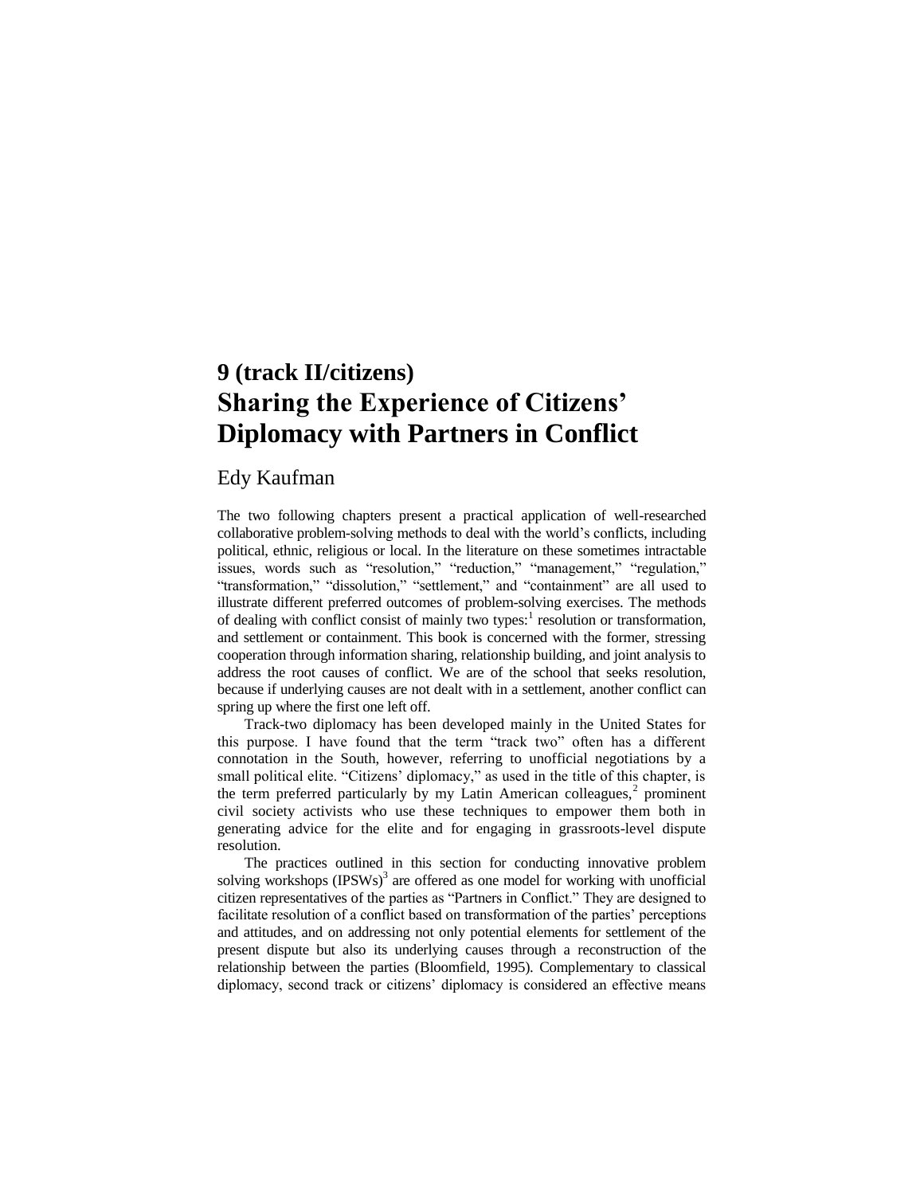# 9 (track II/citizens)
# Sharing the Experience of Citizens' Diplomacy with Partners in Conflict

Edy Kaufman

The two following chapters present a practical application of well-researched collaborative problem-solving methods to deal with the world's conflicts, including political, ethnic, religious or local. In the literature on these sometimes intractable issues, words such as "resolution," "reduction," "management," "regulation," "transformation," "dissolution," "settlement," and "containment" are all used to illustrate different preferred outcomes of problem-solving exercises. The methods of dealing with conflict consist of mainly two types:[1] resolution or transformation, and settlement or containment. This book is concerned with the former, stressing cooperation through information sharing, relationship building, and joint analysis to address the root causes of conflict. We are of the school that seeks resolution, because if underlying causes are not dealt with in a settlement, another conflict can spring up where the first one left off.

Track-two diplomacy has been developed mainly in the United States for this purpose. I have found that the term "track two" often has a different connotation in the South, however, referring to unofficial negotiations by a small political elite. "Citizens' diplomacy," as used in the title of this chapter, is the term preferred particularly by my Latin American colleagues,[2] prominent civil society activists who use these techniques to empower them both in generating advice for the elite and for engaging in grassroots-level dispute resolution.

The practices outlined in this section for conducting innovative problem solving workshops (IPSWs)[3] are offered as one model for working with unofficial citizen representatives of the parties as "Partners in Conflict." They are designed to facilitate resolution of a conflict based on transformation of the parties' perceptions and attitudes, and on addressing not only potential elements for settlement of the present dispute but also its underlying causes through a reconstruction of the relationship between the parties (Bloomfield, 1995). Complementary to classical diplomacy, second track or citizens' diplomacy is considered an effective means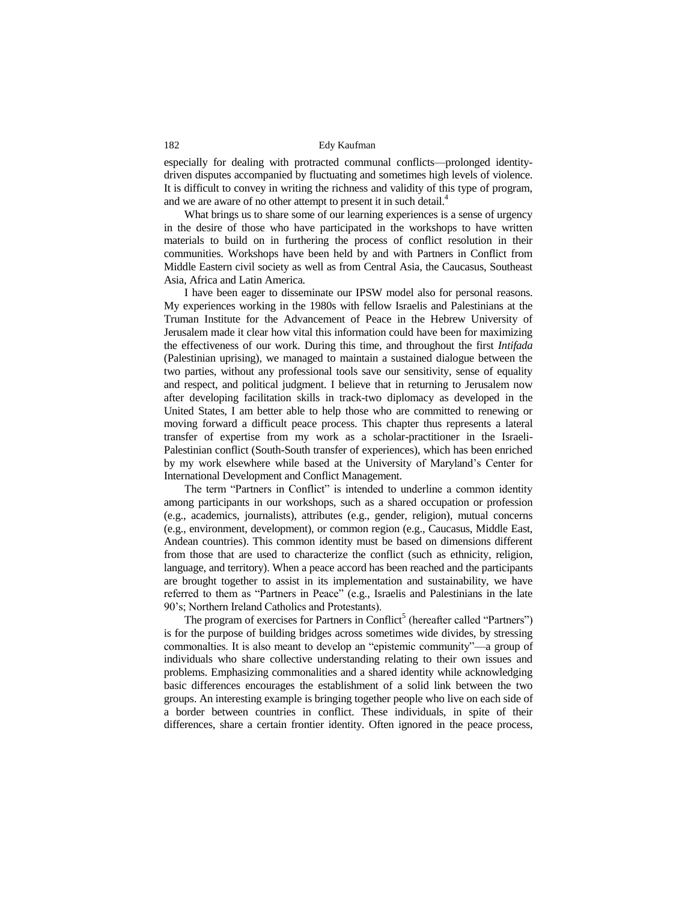especially for dealing with protracted communal conflicts—prolonged identity-driven disputes accompanied by fluctuating and sometimes high levels of violence. It is difficult to convey in writing the richness and validity of this type of program, and we are aware of no other attempt to present it in such detail.[4]

What brings us to share some of our learning experiences is a sense of urgency in the desire of those who have participated in the workshops to have written materials to build on in furthering the process of conflict resolution in their communities. Workshops have been held by and with Partners in Conflict from Middle Eastern civil society as well as from Central Asia, the Caucasus, Southeast Asia, Africa and Latin America.

I have been eager to disseminate our IPSW model also for personal reasons. My experiences working in the 1980s with fellow Israelis and Palestinians at the Truman Institute for the Advancement of Peace in the Hebrew University of Jerusalem made it clear how vital this information could have been for maximizing the effectiveness of our work. During this time, and throughout the first *Intifada* (Palestinian uprising), we managed to maintain a sustained dialogue between the two parties, without any professional tools save our sensitivity, sense of equality and respect, and political judgment. I believe that in returning to Jerusalem now after developing facilitation skills in track-two diplomacy as developed in the United States, I am better able to help those who are committed to renewing or moving forward a difficult peace process. This chapter thus represents a lateral transfer of expertise from my work as a scholar-practitioner in the Israeli-Palestinian conflict (South-South transfer of experiences), which has been enriched by my work elsewhere while based at the University of Maryland's Center for International Development and Conflict Management.

The term "Partners in Conflict" is intended to underline a common identity among participants in our workshops, such as a shared occupation or profession (e.g., academics, journalists), attributes (e.g., gender, religion), mutual concerns (e.g., environment, development), or common region (e.g., Caucasus, Middle East, Andean countries). This common identity must be based on dimensions different from those that are used to characterize the conflict (such as ethnicity, religion, language, and territory). When a peace accord has been reached and the participants are brought together to assist in its implementation and sustainability, we have referred to them as "Partners in Peace" (e.g., Israelis and Palestinians in the late 90's; Northern Ireland Catholics and Protestants).

The program of exercises for Partners in Conflict[5] (hereafter called "Partners") is for the purpose of building bridges across sometimes wide divides, by stressing commonalties. It is also meant to develop an "epistemic community"—a group of individuals who share collective understanding relating to their own issues and problems. Emphasizing commonalities and a shared identity while acknowledging basic differences encourages the establishment of a solid link between the two groups. An interesting example is bringing together people who live on each side of a border between countries in conflict. These individuals, in spite of their differences, share a certain frontier identity. Often ignored in the peace process,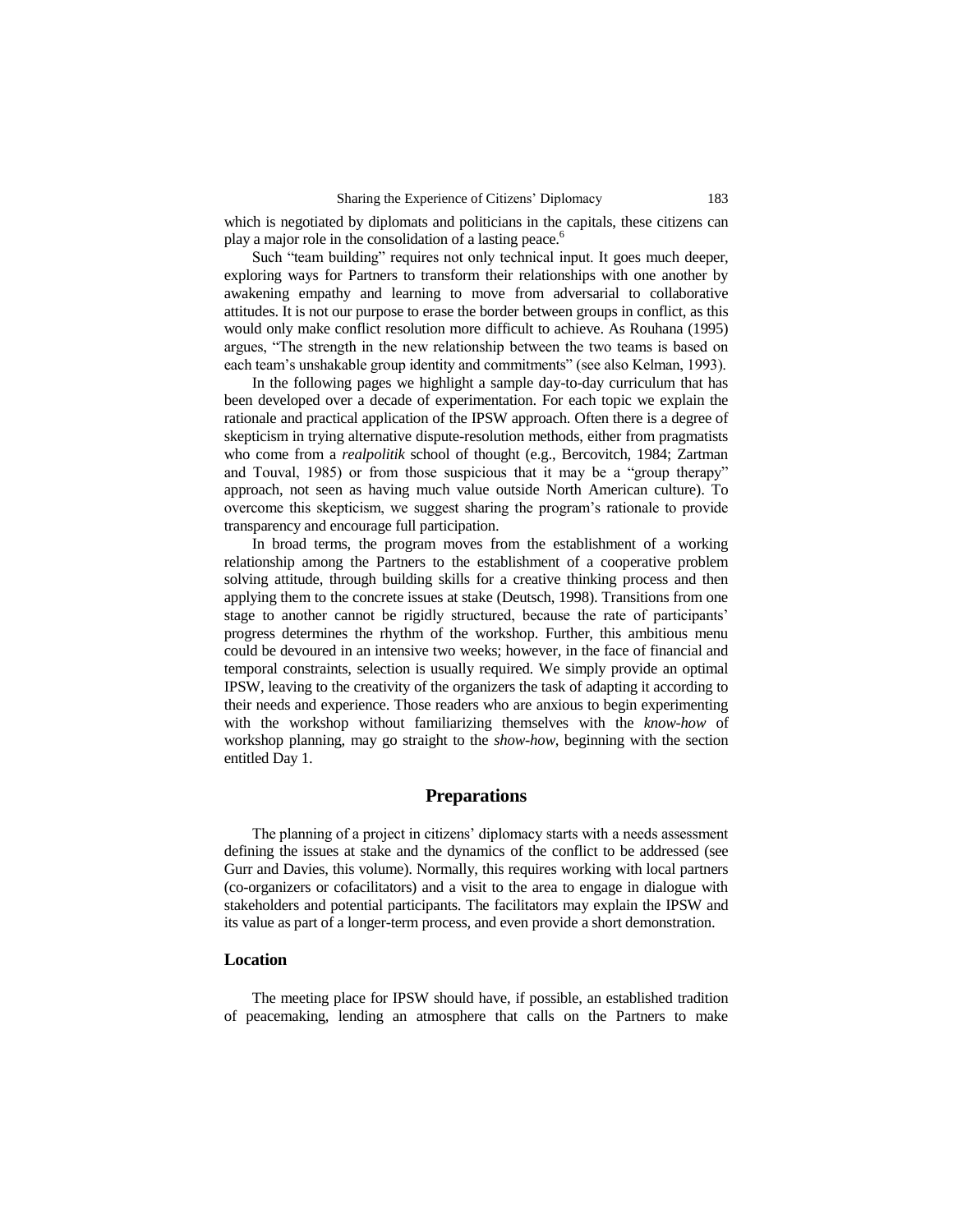which is negotiated by diplomats and politicians in the capitals, these citizens can play a major role in the consolidation of a lasting peace.[6]

Such "team building" requires not only technical input. It goes much deeper, exploring ways for Partners to transform their relationships with one another by awakening empathy and learning to move from adversarial to collaborative attitudes. It is not our purpose to erase the border between groups in conflict, as this would only make conflict resolution more difficult to achieve. As Rouhana (1995) argues, "The strength in the new relationship between the two teams is based on each team's unshakable group identity and commitments" (see also Kelman, 1993).

In the following pages we highlight a sample day-to-day curriculum that has been developed over a decade of experimentation. For each topic we explain the rationale and practical application of the IPSW approach. Often there is a degree of skepticism in trying alternative dispute-resolution methods, either from pragmatists who come from a *realpolitik* school of thought (e.g., Bercovitch, 1984; Zartman and Touval, 1985) or from those suspicious that it may be a "group therapy" approach, not seen as having much value outside North American culture). To overcome this skepticism, we suggest sharing the program's rationale to provide transparency and encourage full participation.

In broad terms, the program moves from the establishment of a working relationship among the Partners to the establishment of a cooperative problem solving attitude, through building skills for a creative thinking process and then applying them to the concrete issues at stake (Deutsch, 1998). Transitions from one stage to another cannot be rigidly structured, because the rate of participants' progress determines the rhythm of the workshop. Further, this ambitious menu could be devoured in an intensive two weeks; however, in the face of financial and temporal constraints, selection is usually required. We simply provide an optimal IPSW, leaving to the creativity of the organizers the task of adapting it according to their needs and experience. Those readers who are anxious to begin experimenting with the workshop without familiarizing themselves with the *know-how* of workshop planning, may go straight to the *show-how*, beginning with the section entitled Day 1.

## Preparations

The planning of a project in citizens' diplomacy starts with a needs assessment defining the issues at stake and the dynamics of the conflict to be addressed (see Gurr and Davies, this volume). Normally, this requires working with local partners (co-organizers or cofacilitators) and a visit to the area to engage in dialogue with stakeholders and potential participants. The facilitators may explain the IPSW and its value as part of a longer-term process, and even provide a short demonstration.

### Location

The meeting place for IPSW should have, if possible, an established tradition of peacemaking, lending an atmosphere that calls on the Partners to make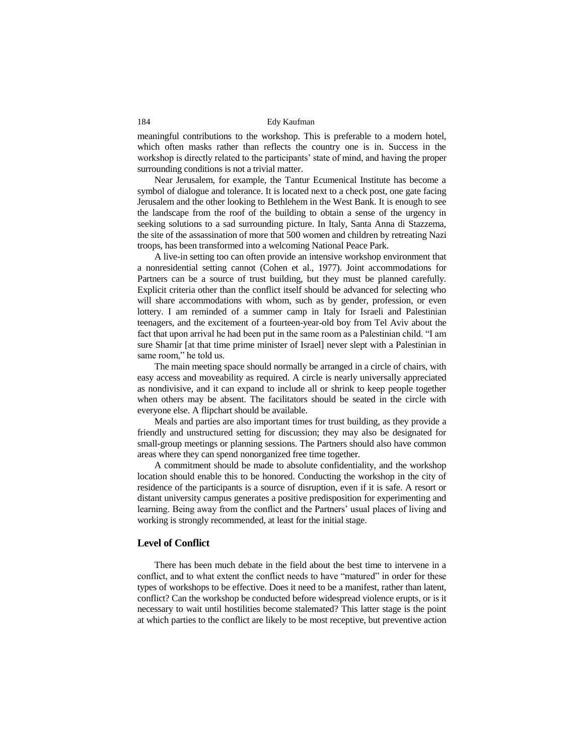meaningful contributions to the workshop. This is preferable to a modern hotel, which often masks rather than reflects the country one is in. Success in the workshop is directly related to the participants' state of mind, and having the proper surrounding conditions is not a trivial matter.

Near Jerusalem, for example, the Tantur Ecumenical Institute has become a symbol of dialogue and tolerance. It is located next to a check post, one gate facing Jerusalem and the other looking to Bethlehem in the West Bank. It is enough to see the landscape from the roof of the building to obtain a sense of the urgency in seeking solutions to a sad surrounding picture. In Italy, Santa Anna di Stazzema, the site of the assassination of more that 500 women and children by retreating Nazi troops, has been transformed into a welcoming National Peace Park.

A live-in setting too can often provide an intensive workshop environment that a nonresidential setting cannot (Cohen et al., 1977). Joint accommodations for Partners can be a source of trust building, but they must be planned carefully. Explicit criteria other than the conflict itself should be advanced for selecting who will share accommodations with whom, such as by gender, profession, or even lottery. I am reminded of a summer camp in Italy for Israeli and Palestinian teenagers, and the excitement of a fourteen-year-old boy from Tel Aviv about the fact that upon arrival he had been put in the same room as a Palestinian child. "I am sure Shamir [at that time prime minister of Israel] never slept with a Palestinian in same room," he told us.

The main meeting space should normally be arranged in a circle of chairs, with easy access and moveability as required. A circle is nearly universally appreciated as nondivisive, and it can expand to include all or shrink to keep people together when others may be absent. The facilitators should be seated in the circle with everyone else. A flipchart should be available.

Meals and parties are also important times for trust building, as they provide a friendly and unstructured setting for discussion; they may also be designated for small-group meetings or planning sessions. The Partners should also have common areas where they can spend nonorganized free time together.

A commitment should be made to absolute confidentiality, and the workshop location should enable this to be honored. Conducting the workshop in the city of residence of the participants is a source of disruption, even if it is safe. A resort or distant university campus generates a positive predisposition for experimenting and learning. Being away from the conflict and the Partners' usual places of living and working is strongly recommended, at least for the initial stage.

## Level of Conflict

There has been much debate in the field about the best time to intervene in a conflict, and to what extent the conflict needs to have "matured" in order for these types of workshops to be effective. Does it need to be a manifest, rather than latent, conflict? Can the workshop be conducted before widespread violence erupts, or is it necessary to wait until hostilities become stalemated? This latter stage is the point at which parties to the conflict are likely to be most receptive, but preventive action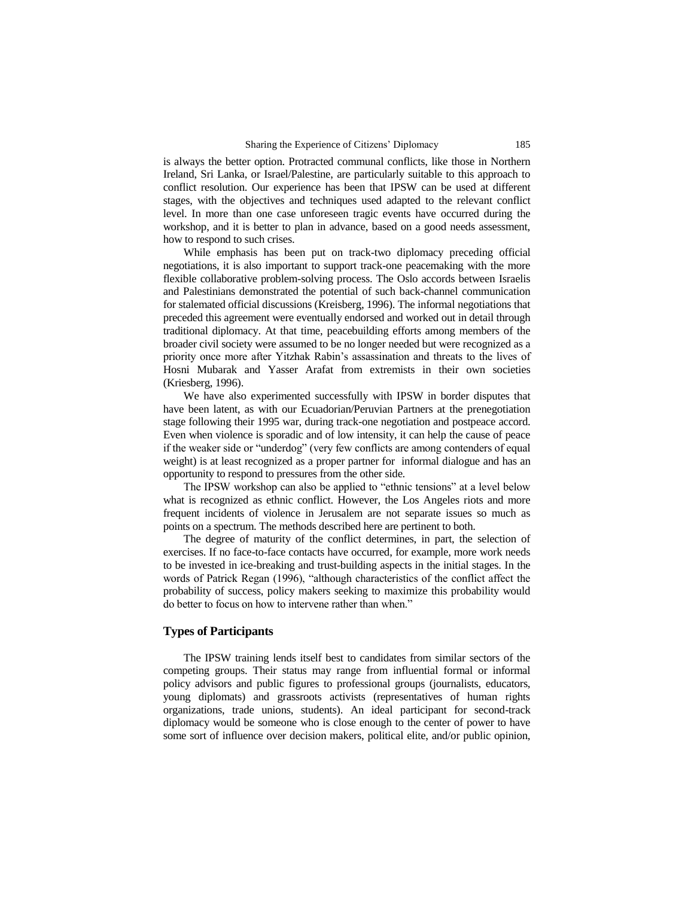is always the better option. Protracted communal conflicts, like those in Northern Ireland, Sri Lanka, or Israel/Palestine, are particularly suitable to this approach to conflict resolution. Our experience has been that IPSW can be used at different stages, with the objectives and techniques used adapted to the relevant conflict level. In more than one case unforeseen tragic events have occurred during the workshop, and it is better to plan in advance, based on a good needs assessment, how to respond to such crises.

While emphasis has been put on track-two diplomacy preceding official negotiations, it is also important to support track-one peacemaking with the more flexible collaborative problem-solving process. The Oslo accords between Israelis and Palestinians demonstrated the potential of such back-channel communication for stalemated official discussions (Kreisberg, 1996). The informal negotiations that preceded this agreement were eventually endorsed and worked out in detail through traditional diplomacy. At that time, peacebuilding efforts among members of the broader civil society were assumed to be no longer needed but were recognized as a priority once more after Yitzhak Rabin's assassination and threats to the lives of Hosni Mubarak and Yasser Arafat from extremists in their own societies (Kriesberg, 1996).

We have also experimented successfully with IPSW in border disputes that have been latent, as with our Ecuadorian/Peruvian Partners at the prenegotiation stage following their 1995 war, during track-one negotiation and postpeace accord. Even when violence is sporadic and of low intensity, it can help the cause of peace if the weaker side or "underdog" (very few conflicts are among contenders of equal weight) is at least recognized as a proper partner for informal dialogue and has an opportunity to respond to pressures from the other side.

The IPSW workshop can also be applied to "ethnic tensions" at a level below what is recognized as ethnic conflict. However, the Los Angeles riots and more frequent incidents of violence in Jerusalem are not separate issues so much as points on a spectrum. The methods described here are pertinent to both.

The degree of maturity of the conflict determines, in part, the selection of exercises. If no face-to-face contacts have occurred, for example, more work needs to be invested in ice-breaking and trust-building aspects in the initial stages. In the words of Patrick Regan (1996), "although characteristics of the conflict affect the probability of success, policy makers seeking to maximize this probability would do better to focus on how to intervene rather than when."

## Types of Participants

The IPSW training lends itself best to candidates from similar sectors of the competing groups. Their status may range from influential formal or informal policy advisors and public figures to professional groups (journalists, educators, young diplomats) and grassroots activists (representatives of human rights organizations, trade unions, students). An ideal participant for second-track diplomacy would be someone who is close enough to the center of power to have some sort of influence over decision makers, political elite, and/or public opinion,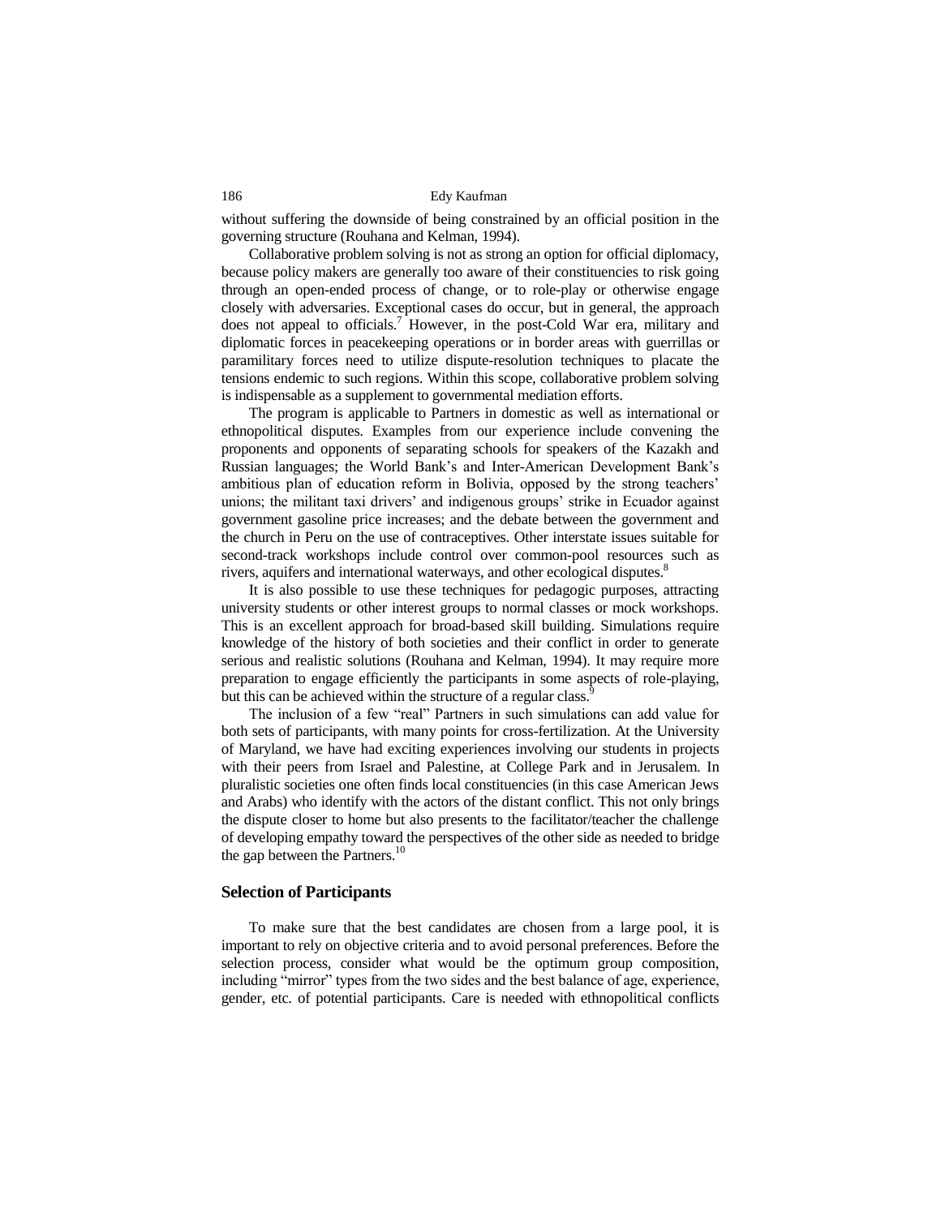without suffering the downside of being constrained by an official position in the governing structure (Rouhana and Kelman, 1994).

Collaborative problem solving is not as strong an option for official diplomacy, because policy makers are generally too aware of their constituencies to risk going through an open-ended process of change, or to role-play or otherwise engage closely with adversaries. Exceptional cases do occur, but in general, the approach does not appeal to officials.[7] However, in the post-Cold War era, military and diplomatic forces in peacekeeping operations or in border areas with guerrillas or paramilitary forces need to utilize dispute-resolution techniques to placate the tensions endemic to such regions. Within this scope, collaborative problem solving is indispensable as a supplement to governmental mediation efforts.

The program is applicable to Partners in domestic as well as international or ethnopolitical disputes. Examples from our experience include convening the proponents and opponents of separating schools for speakers of the Kazakh and Russian languages; the World Bank's and Inter-American Development Bank's ambitious plan of education reform in Bolivia, opposed by the strong teachers' unions; the militant taxi drivers' and indigenous groups' strike in Ecuador against government gasoline price increases; and the debate between the government and the church in Peru on the use of contraceptives. Other interstate issues suitable for second-track workshops include control over common-pool resources such as rivers, aquifers and international waterways, and other ecological disputes.[8]

It is also possible to use these techniques for pedagogic purposes, attracting university students or other interest groups to normal classes or mock workshops. This is an excellent approach for broad-based skill building. Simulations require knowledge of the history of both societies and their conflict in order to generate serious and realistic solutions (Rouhana and Kelman, 1994). It may require more preparation to engage efficiently the participants in some aspects of role-playing, but this can be achieved within the structure of a regular class.[9]

The inclusion of a few "real" Partners in such simulations can add value for both sets of participants, with many points for cross-fertilization. At the University of Maryland, we have had exciting experiences involving our students in projects with their peers from Israel and Palestine, at College Park and in Jerusalem. In pluralistic societies one often finds local constituencies (in this case American Jews and Arabs) who identify with the actors of the distant conflict. This not only brings the dispute closer to home but also presents to the facilitator/teacher the challenge of developing empathy toward the perspectives of the other side as needed to bridge the gap between the Partners.[10]

## Selection of Participants

To make sure that the best candidates are chosen from a large pool, it is important to rely on objective criteria and to avoid personal preferences. Before the selection process, consider what would be the optimum group composition, including "mirror" types from the two sides and the best balance of age, experience, gender, etc. of potential participants. Care is needed with ethnopolitical conflicts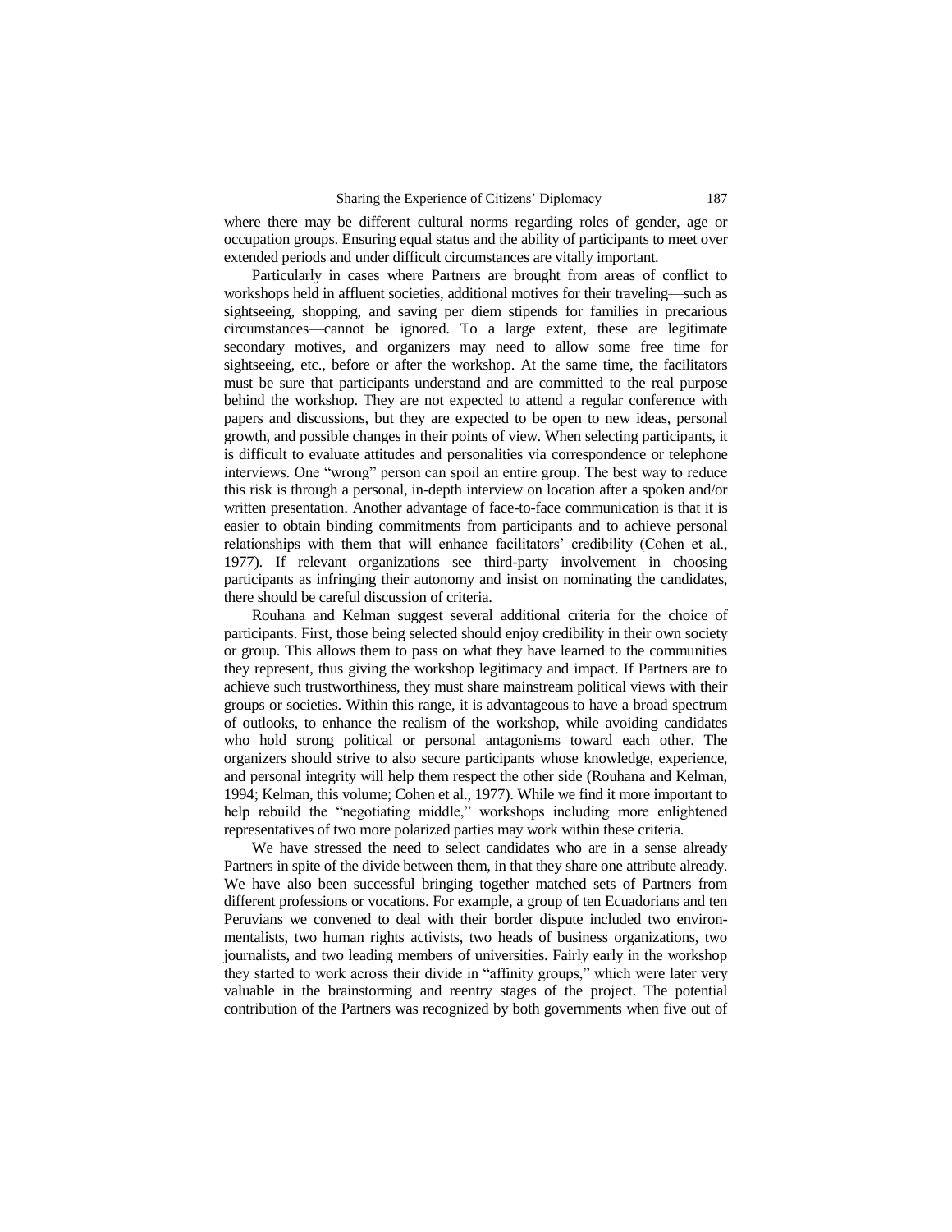where there may be different cultural norms regarding roles of gender, age or occupation groups. Ensuring equal status and the ability of participants to meet over extended periods and under difficult circumstances are vitally important.

Particularly in cases where Partners are brought from areas of conflict to workshops held in affluent societies, additional motives for their traveling—such as sightseeing, shopping, and saving per diem stipends for families in precarious circumstances—cannot be ignored. To a large extent, these are legitimate secondary motives, and organizers may need to allow some free time for sightseeing, etc., before or after the workshop. At the same time, the facilitators must be sure that participants understand and are committed to the real purpose behind the workshop. They are not expected to attend a regular conference with papers and discussions, but they are expected to be open to new ideas, personal growth, and possible changes in their points of view. When selecting participants, it is difficult to evaluate attitudes and personalities via correspondence or telephone interviews. One "wrong" person can spoil an entire group. The best way to reduce this risk is through a personal, in-depth interview on location after a spoken and/or written presentation. Another advantage of face-to-face communication is that it is easier to obtain binding commitments from participants and to achieve personal relationships with them that will enhance facilitators' credibility (Cohen et al., 1977). If relevant organizations see third-party involvement in choosing participants as infringing their autonomy and insist on nominating the candidates, there should be careful discussion of criteria.

Rouhana and Kelman suggest several additional criteria for the choice of participants. First, those being selected should enjoy credibility in their own society or group. This allows them to pass on what they have learned to the communities they represent, thus giving the workshop legitimacy and impact. If Partners are to achieve such trustworthiness, they must share mainstream political views with their groups or societies. Within this range, it is advantageous to have a broad spectrum of outlooks, to enhance the realism of the workshop, while avoiding candidates who hold strong political or personal antagonisms toward each other. The organizers should strive to also secure participants whose knowledge, experience, and personal integrity will help them respect the other side (Rouhana and Kelman, 1994; Kelman, this volume; Cohen et al., 1977). While we find it more important to help rebuild the "negotiating middle," workshops including more enlightened representatives of two more polarized parties may work within these criteria.

We have stressed the need to select candidates who are in a sense already Partners in spite of the divide between them, in that they share one attribute already. We have also been successful bringing together matched sets of Partners from different professions or vocations. For example, a group of ten Ecuadorians and ten Peruvians we convened to deal with their border dispute included two environmentalists, two human rights activists, two heads of business organizations, two journalists, and two leading members of universities. Fairly early in the workshop they started to work across their divide in "affinity groups," which were later very valuable in the brainstorming and reentry stages of the project. The potential contribution of the Partners was recognized by both governments when five out of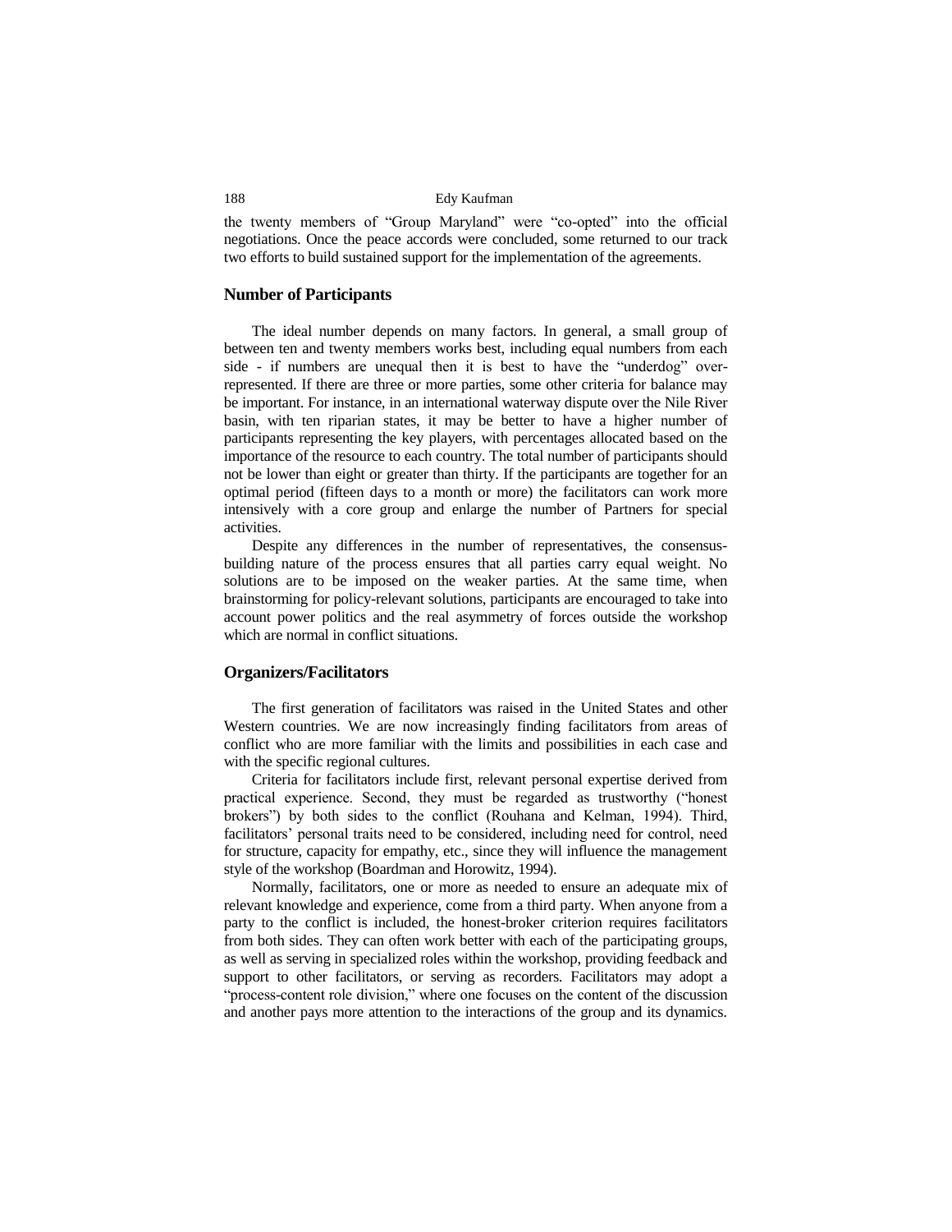the twenty members of "Group Maryland" were "co-opted" into the official negotiations. Once the peace accords were concluded, some returned to our track two efforts to build sustained support for the implementation of the agreements.

## Number of Participants

The ideal number depends on many factors. In general, a small group of between ten and twenty members works best, including equal numbers from each side - if numbers are unequal then it is best to have the "underdog" over-represented. If there are three or more parties, some other criteria for balance may be important. For instance, in an international waterway dispute over the Nile River basin, with ten riparian states, it may be better to have a higher number of participants representing the key players, with percentages allocated based on the importance of the resource to each country. The total number of participants should not be lower than eight or greater than thirty. If the participants are together for an optimal period (fifteen days to a month or more) the facilitators can work more intensively with a core group and enlarge the number of Partners for special activities.

Despite any differences in the number of representatives, the consensus-building nature of the process ensures that all parties carry equal weight. No solutions are to be imposed on the weaker parties. At the same time, when brainstorming for policy-relevant solutions, participants are encouraged to take into account power politics and the real asymmetry of forces outside the workshop which are normal in conflict situations.

## Organizers/Facilitators

The first generation of facilitators was raised in the United States and other Western countries. We are now increasingly finding facilitators from areas of conflict who are more familiar with the limits and possibilities in each case and with the specific regional cultures.

Criteria for facilitators include first, relevant personal expertise derived from practical experience. Second, they must be regarded as trustworthy ("honest brokers") by both sides to the conflict (Rouhana and Kelman, 1994). Third, facilitators' personal traits need to be considered, including need for control, need for structure, capacity for empathy, etc., since they will influence the management style of the workshop (Boardman and Horowitz, 1994).

Normally, facilitators, one or more as needed to ensure an adequate mix of relevant knowledge and experience, come from a third party. When anyone from a party to the conflict is included, the honest-broker criterion requires facilitators from both sides. They can often work better with each of the participating groups, as well as serving in specialized roles within the workshop, providing feedback and support to other facilitators, or serving as recorders. Facilitators may adopt a "process-content role division," where one focuses on the content of the discussion and another pays more attention to the interactions of the group and its dynamics.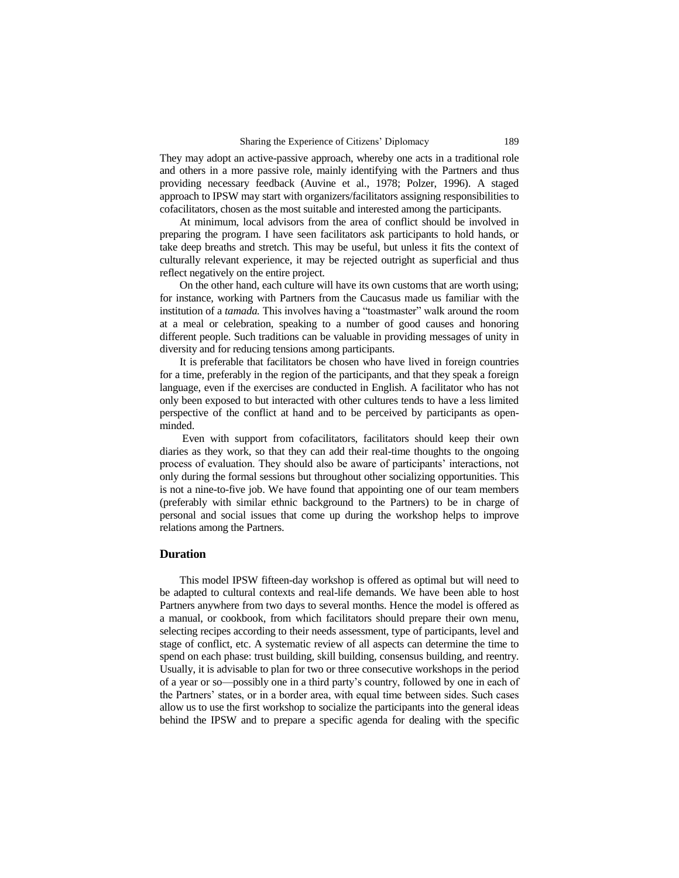They may adopt an active-passive approach, whereby one acts in a traditional role and others in a more passive role, mainly identifying with the Partners and thus providing necessary feedback (Auvine et al., 1978; Polzer, 1996). A staged approach to IPSW may start with organizers/facilitators assigning responsibilities to cofacilitators, chosen as the most suitable and interested among the participants.

At minimum, local advisors from the area of conflict should be involved in preparing the program. I have seen facilitators ask participants to hold hands, or take deep breaths and stretch. This may be useful, but unless it fits the context of culturally relevant experience, it may be rejected outright as superficial and thus reflect negatively on the entire project.

On the other hand, each culture will have its own customs that are worth using; for instance, working with Partners from the Caucasus made us familiar with the institution of a *tamada.* This involves having a "toastmaster" walk around the room at a meal or celebration, speaking to a number of good causes and honoring different people. Such traditions can be valuable in providing messages of unity in diversity and for reducing tensions among participants.

It is preferable that facilitators be chosen who have lived in foreign countries for a time, preferably in the region of the participants, and that they speak a foreign language, even if the exercises are conducted in English. A facilitator who has not only been exposed to but interacted with other cultures tends to have a less limited perspective of the conflict at hand and to be perceived by participants as open-minded.

Even with support from cofacilitators, facilitators should keep their own diaries as they work, so that they can add their real-time thoughts to the ongoing process of evaluation. They should also be aware of participants' interactions, not only during the formal sessions but throughout other socializing opportunities. This is not a nine-to-five job. We have found that appointing one of our team members (preferably with similar ethnic background to the Partners) to be in charge of personal and social issues that come up during the workshop helps to improve relations among the Partners.

## Duration

This model IPSW fifteen-day workshop is offered as optimal but will need to be adapted to cultural contexts and real-life demands. We have been able to host Partners anywhere from two days to several months. Hence the model is offered as a manual, or cookbook, from which facilitators should prepare their own menu, selecting recipes according to their needs assessment, type of participants, level and stage of conflict, etc. A systematic review of all aspects can determine the time to spend on each phase: trust building, skill building, consensus building, and reentry. Usually, it is advisable to plan for two or three consecutive workshops in the period of a year or so—possibly one in a third party's country, followed by one in each of the Partners' states, or in a border area, with equal time between sides. Such cases allow us to use the first workshop to socialize the participants into the general ideas behind the IPSW and to prepare a specific agenda for dealing with the specific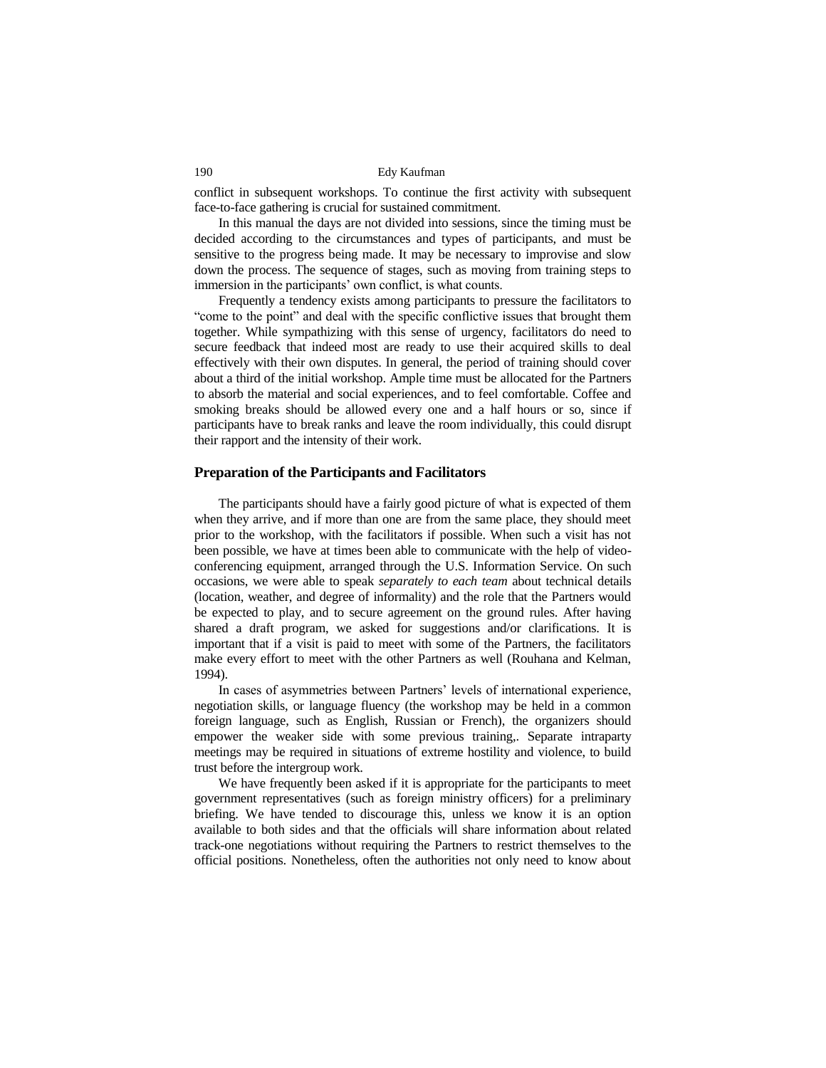conflict in subsequent workshops. To continue the first activity with subsequent face-to-face gathering is crucial for sustained commitment.

In this manual the days are not divided into sessions, since the timing must be decided according to the circumstances and types of participants, and must be sensitive to the progress being made. It may be necessary to improvise and slow down the process. The sequence of stages, such as moving from training steps to immersion in the participants' own conflict, is what counts.

Frequently a tendency exists among participants to pressure the facilitators to "come to the point" and deal with the specific conflictive issues that brought them together. While sympathizing with this sense of urgency, facilitators do need to secure feedback that indeed most are ready to use their acquired skills to deal effectively with their own disputes. In general, the period of training should cover about a third of the initial workshop. Ample time must be allocated for the Partners to absorb the material and social experiences, and to feel comfortable. Coffee and smoking breaks should be allowed every one and a half hours or so, since if participants have to break ranks and leave the room individually, this could disrupt their rapport and the intensity of their work.

## Preparation of the Participants and Facilitators

The participants should have a fairly good picture of what is expected of them when they arrive, and if more than one are from the same place, they should meet prior to the workshop, with the facilitators if possible. When such a visit has not been possible, we have at times been able to communicate with the help of video-conferencing equipment, arranged through the U.S. Information Service. On such occasions, we were able to speak *separately to each team* about technical details (location, weather, and degree of informality) and the role that the Partners would be expected to play, and to secure agreement on the ground rules. After having shared a draft program, we asked for suggestions and/or clarifications. It is important that if a visit is paid to meet with some of the Partners, the facilitators make every effort to meet with the other Partners as well (Rouhana and Kelman, 1994).

In cases of asymmetries between Partners' levels of international experience, negotiation skills, or language fluency (the workshop may be held in a common foreign language, such as English, Russian or French), the organizers should empower the weaker side with some previous training,. Separate intraparty meetings may be required in situations of extreme hostility and violence, to build trust before the intergroup work.

We have frequently been asked if it is appropriate for the participants to meet government representatives (such as foreign ministry officers) for a preliminary briefing. We have tended to discourage this, unless we know it is an option available to both sides and that the officials will share information about related track-one negotiations without requiring the Partners to restrict themselves to the official positions. Nonetheless, often the authorities not only need to know about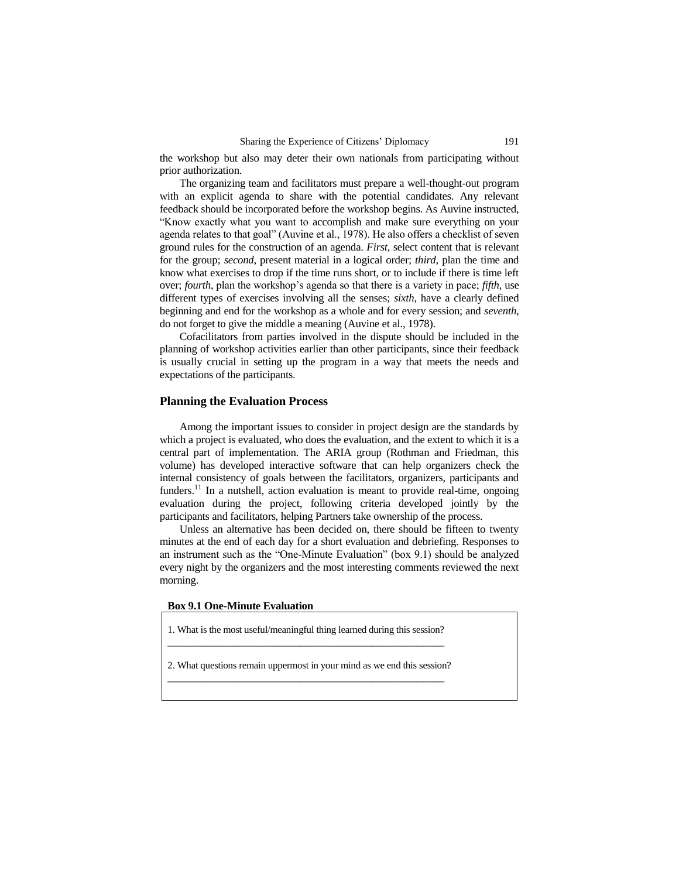the workshop but also may deter their own nationals from participating without prior authorization.

The organizing team and facilitators must prepare a well-thought-out program with an explicit agenda to share with the potential candidates. Any relevant feedback should be incorporated before the workshop begins. As Auvine instructed, "Know exactly what you want to accomplish and make sure everything on your agenda relates to that goal" (Auvine et al., 1978). He also offers a checklist of seven ground rules for the construction of an agenda. *First*, select content that is relevant for the group; *second*, present material in a logical order; *third*, plan the time and know what exercises to drop if the time runs short, or to include if there is time left over; *fourth*, plan the workshop's agenda so that there is a variety in pace; *fifth*, use different types of exercises involving all the senses; *sixth*, have a clearly defined beginning and end for the workshop as a whole and for every session; and *seventh*, do not forget to give the middle a meaning (Auvine et al., 1978).

Cofacilitators from parties involved in the dispute should be included in the planning of workshop activities earlier than other participants, since their feedback is usually crucial in setting up the program in a way that meets the needs and expectations of the participants.

## Planning the Evaluation Process

Among the important issues to consider in project design are the standards by which a project is evaluated, who does the evaluation, and the extent to which it is a central part of implementation. The ARIA group (Rothman and Friedman, this volume) has developed interactive software that can help organizers check the internal consistency of goals between the facilitators, organizers, participants and funders.[11] In a nutshell, action evaluation is meant to provide real-time, ongoing evaluation during the project, following criteria developed jointly by the participants and facilitators, helping Partners take ownership of the process.

Unless an alternative has been decided on, there should be fifteen to twenty minutes at the end of each day for a short evaluation and debriefing. Responses to an instrument such as the "One-Minute Evaluation" (box 9.1) should be analyzed every night by the organizers and the most interesting comments reviewed the next morning.

**Box 9.1 One-Minute Evaluation**

1. What is the most useful/meaningful thing learned during this session?
______________________________________________________________

2. What questions remain uppermost in your mind as we end this session?
______________________________________________________________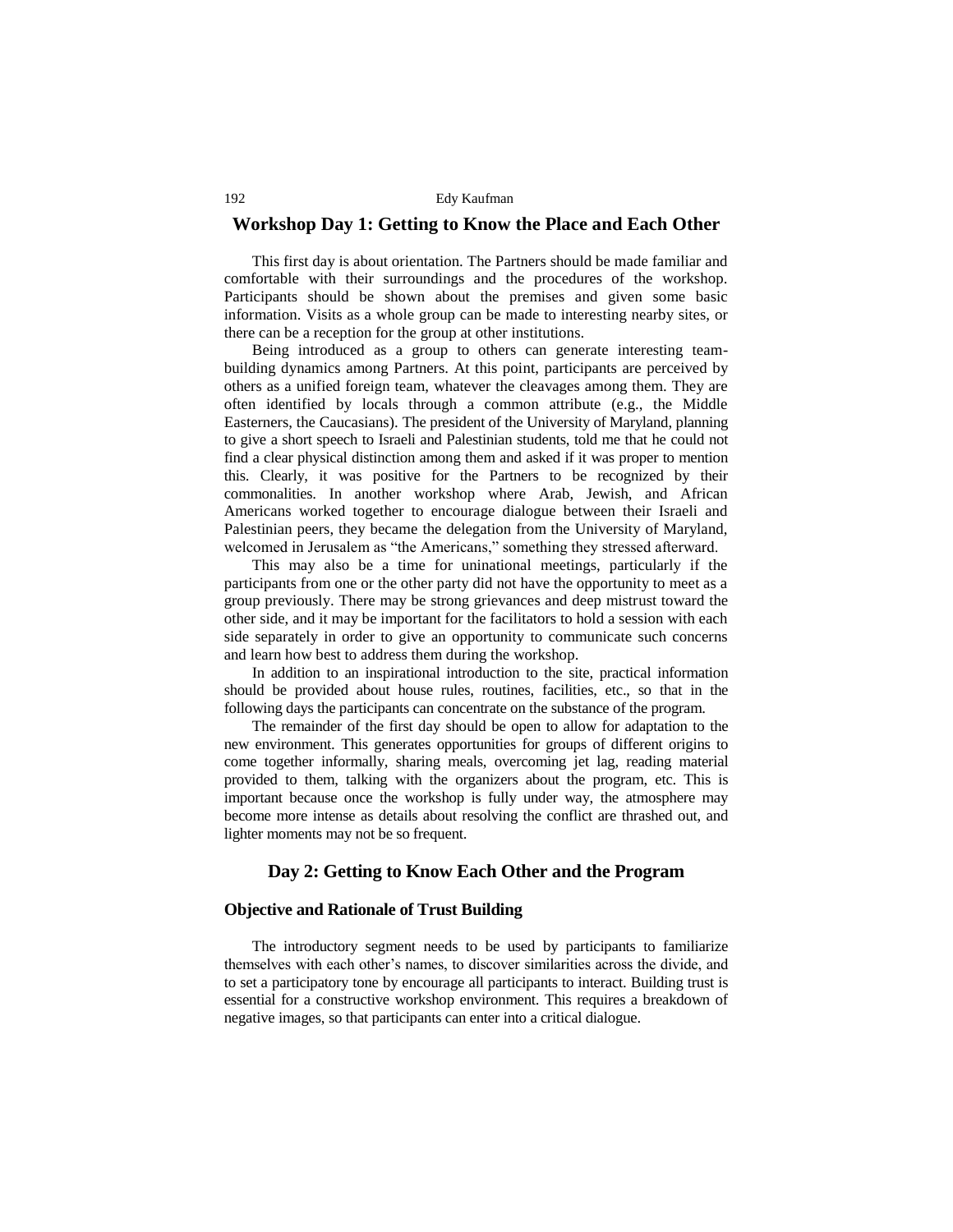## Workshop Day 1: Getting to Know the Place and Each Other

This first day is about orientation. The Partners should be made familiar and comfortable with their surroundings and the procedures of the workshop. Participants should be shown about the premises and given some basic information. Visits as a whole group can be made to interesting nearby sites, or there can be a reception for the group at other institutions.

Being introduced as a group to others can generate interesting team-building dynamics among Partners. At this point, participants are perceived by others as a unified foreign team, whatever the cleavages among them. They are often identified by locals through a common attribute (e.g., the Middle Easterners, the Caucasians). The president of the University of Maryland, planning to give a short speech to Israeli and Palestinian students, told me that he could not find a clear physical distinction among them and asked if it was proper to mention this. Clearly, it was positive for the Partners to be recognized by their commonalities. In another workshop where Arab, Jewish, and African Americans worked together to encourage dialogue between their Israeli and Palestinian peers, they became the delegation from the University of Maryland, welcomed in Jerusalem as "the Americans," something they stressed afterward.

This may also be a time for uninational meetings, particularly if the participants from one or the other party did not have the opportunity to meet as a group previously. There may be strong grievances and deep mistrust toward the other side, and it may be important for the facilitators to hold a session with each side separately in order to give an opportunity to communicate such concerns and learn how best to address them during the workshop.

In addition to an inspirational introduction to the site, practical information should be provided about house rules, routines, facilities, etc., so that in the following days the participants can concentrate on the substance of the program.

The remainder of the first day should be open to allow for adaptation to the new environment. This generates opportunities for groups of different origins to come together informally, sharing meals, overcoming jet lag, reading material provided to them, talking with the organizers about the program, etc. This is important because once the workshop is fully under way, the atmosphere may become more intense as details about resolving the conflict are thrashed out, and lighter moments may not be so frequent.

## Day 2: Getting to Know Each Other and the Program

### Objective and Rationale of Trust Building

The introductory segment needs to be used by participants to familiarize themselves with each other's names, to discover similarities across the divide, and to set a participatory tone by encourage all participants to interact. Building trust is essential for a constructive workshop environment. This requires a breakdown of negative images, so that participants can enter into a critical dialogue.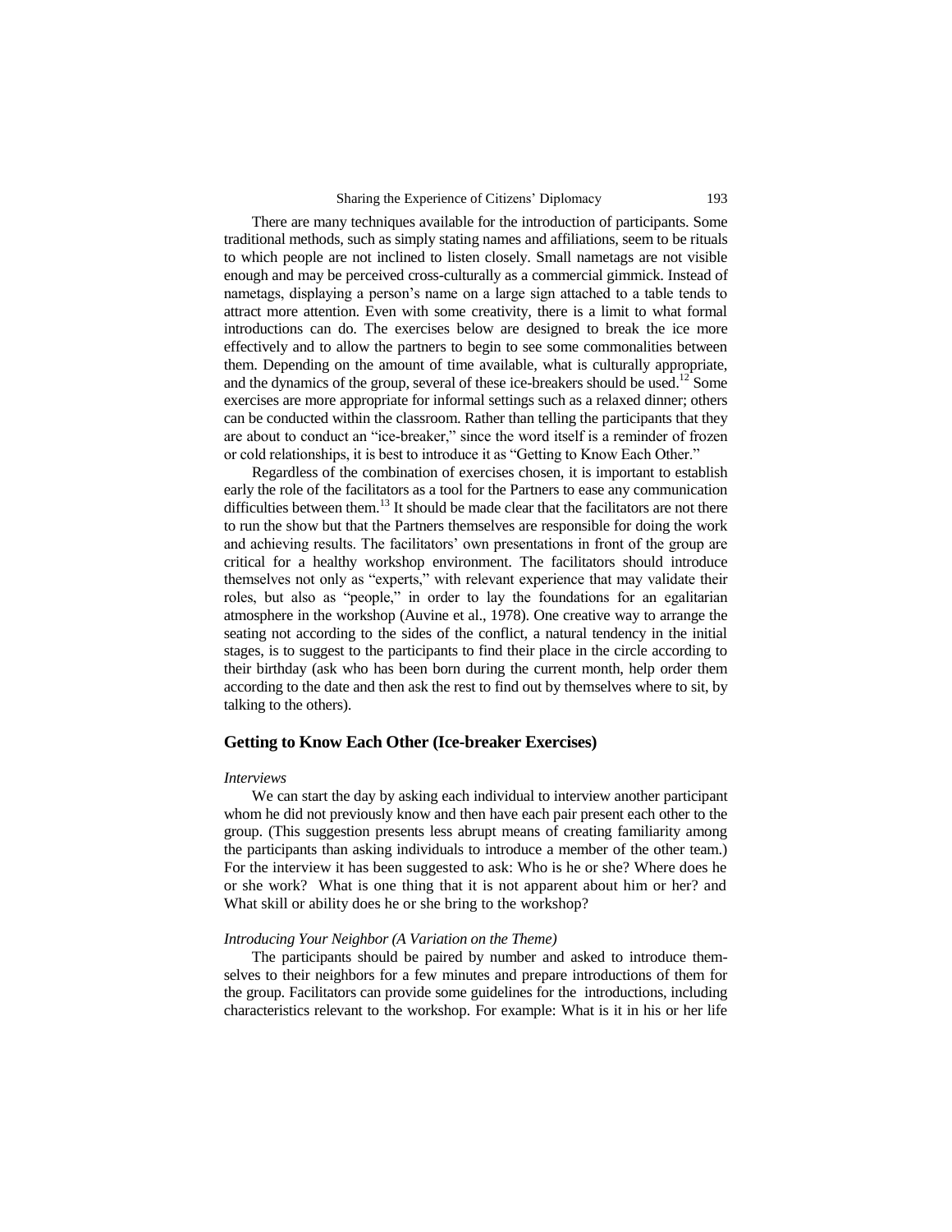There are many techniques available for the introduction of participants. Some traditional methods, such as simply stating names and affiliations, seem to be rituals to which people are not inclined to listen closely. Small nametags are not visible enough and may be perceived cross-culturally as a commercial gimmick. Instead of nametags, displaying a person's name on a large sign attached to a table tends to attract more attention. Even with some creativity, there is a limit to what formal introductions can do. The exercises below are designed to break the ice more effectively and to allow the partners to begin to see some commonalities between them. Depending on the amount of time available, what is culturally appropriate, and the dynamics of the group, several of these ice-breakers should be used.[12] Some exercises are more appropriate for informal settings such as a relaxed dinner; others can be conducted within the classroom. Rather than telling the participants that they are about to conduct an "ice-breaker," since the word itself is a reminder of frozen or cold relationships, it is best to introduce it as "Getting to Know Each Other."

Regardless of the combination of exercises chosen, it is important to establish early the role of the facilitators as a tool for the Partners to ease any communication difficulties between them.[13] It should be made clear that the facilitators are not there to run the show but that the Partners themselves are responsible for doing the work and achieving results. The facilitators' own presentations in front of the group are critical for a healthy workshop environment. The facilitators should introduce themselves not only as "experts," with relevant experience that may validate their roles, but also as "people," in order to lay the foundations for an egalitarian atmosphere in the workshop (Auvine et al., 1978). One creative way to arrange the seating not according to the sides of the conflict, a natural tendency in the initial stages, is to suggest to the participants to find their place in the circle according to their birthday (ask who has been born during the current month, help order them according to the date and then ask the rest to find out by themselves where to sit, by talking to the others).

## Getting to Know Each Other (Ice-breaker Exercises)

*Interviews*

We can start the day by asking each individual to interview another participant whom he did not previously know and then have each pair present each other to the group. (This suggestion presents less abrupt means of creating familiarity among the participants than asking individuals to introduce a member of the other team.) For the interview it has been suggested to ask: Who is he or she? Where does he or she work? What is one thing that it is not apparent about him or her? and What skill or ability does he or she bring to the workshop?

*Introducing Your Neighbor (A Variation on the Theme)*

The participants should be paired by number and asked to introduce themselves to their neighbors for a few minutes and prepare introductions of them for the group. Facilitators can provide some guidelines for the introductions, including characteristics relevant to the workshop. For example: What is it in his or her life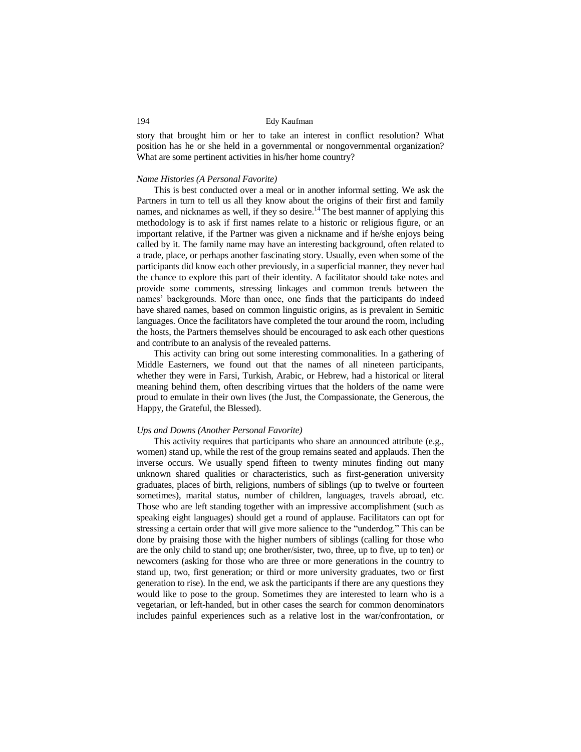story that brought him or her to take an interest in conflict resolution? What position has he or she held in a governmental or nongovernmental organization? What are some pertinent activities in his/her home country?

*Name Histories (A Personal Favorite)*

This is best conducted over a meal or in another informal setting. We ask the Partners in turn to tell us all they know about the origins of their first and family names, and nicknames as well, if they so desire.[14] The best manner of applying this methodology is to ask if first names relate to a historic or religious figure, or an important relative, if the Partner was given a nickname and if he/she enjoys being called by it. The family name may have an interesting background, often related to a trade, place, or perhaps another fascinating story. Usually, even when some of the participants did know each other previously, in a superficial manner, they never had the chance to explore this part of their identity. A facilitator should take notes and provide some comments, stressing linkages and common trends between the names' backgrounds. More than once, one finds that the participants do indeed have shared names, based on common linguistic origins, as is prevalent in Semitic languages. Once the facilitators have completed the tour around the room, including the hosts, the Partners themselves should be encouraged to ask each other questions and contribute to an analysis of the revealed patterns.

This activity can bring out some interesting commonalities. In a gathering of Middle Easterners, we found out that the names of all nineteen participants, whether they were in Farsi, Turkish, Arabic, or Hebrew, had a historical or literal meaning behind them, often describing virtues that the holders of the name were proud to emulate in their own lives (the Just, the Compassionate, the Generous, the Happy, the Grateful, the Blessed).

*Ups and Downs (Another Personal Favorite)*

This activity requires that participants who share an announced attribute (e.g., women) stand up, while the rest of the group remains seated and applauds. Then the inverse occurs. We usually spend fifteen to twenty minutes finding out many unknown shared qualities or characteristics, such as first-generation university graduates, places of birth, religions, numbers of siblings (up to twelve or fourteen sometimes), marital status, number of children, languages, travels abroad, etc. Those who are left standing together with an impressive accomplishment (such as speaking eight languages) should get a round of applause. Facilitators can opt for stressing a certain order that will give more salience to the "underdog." This can be done by praising those with the higher numbers of siblings (calling for those who are the only child to stand up; one brother/sister, two, three, up to five, up to ten) or newcomers (asking for those who are three or more generations in the country to stand up, two, first generation; or third or more university graduates, two or first generation to rise). In the end, we ask the participants if there are any questions they would like to pose to the group. Sometimes they are interested to learn who is a vegetarian, or left-handed, but in other cases the search for common denominators includes painful experiences such as a relative lost in the war/confrontation, or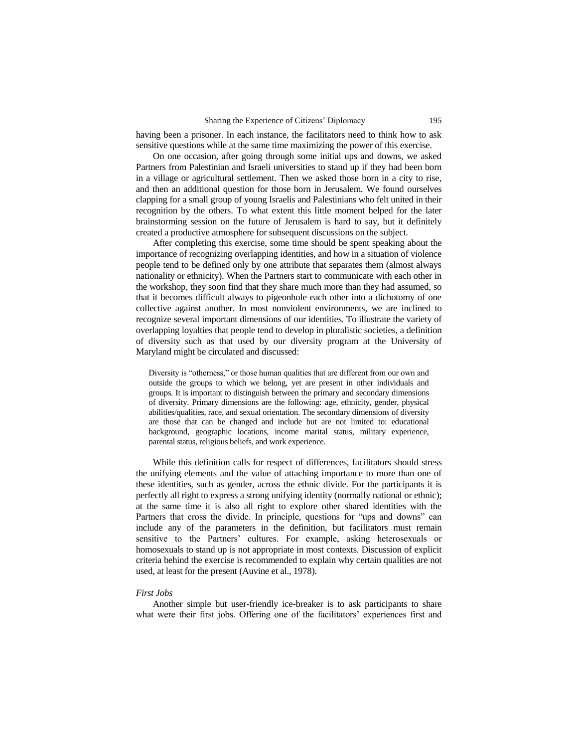having been a prisoner. In each instance, the facilitators need to think how to ask sensitive questions while at the same time maximizing the power of this exercise.

On one occasion, after going through some initial ups and downs, we asked Partners from Palestinian and Israeli universities to stand up if they had been born in a village or agricultural settlement. Then we asked those born in a city to rise, and then an additional question for those born in Jerusalem. We found ourselves clapping for a small group of young Israelis and Palestinians who felt united in their recognition by the others. To what extent this little moment helped for the later brainstorming session on the future of Jerusalem is hard to say, but it definitely created a productive atmosphere for subsequent discussions on the subject.

After completing this exercise, some time should be spent speaking about the importance of recognizing overlapping identities, and how in a situation of violence people tend to be defined only by one attribute that separates them (almost always nationality or ethnicity). When the Partners start to communicate with each other in the workshop, they soon find that they share much more than they had assumed, so that it becomes difficult always to pigeonhole each other into a dichotomy of one collective against another. In most nonviolent environments, we are inclined to recognize several important dimensions of our identities. To illustrate the variety of overlapping loyalties that people tend to develop in pluralistic societies, a definition of diversity such as that used by our diversity program at the University of Maryland might be circulated and discussed:

> Diversity is "otherness," or those human qualities that are different from our own and outside the groups to which we belong, yet are present in other individuals and groups. It is important to distinguish between the primary and secondary dimensions of diversity. Primary dimensions are the following: age, ethnicity, gender, physical abilities/qualities, race, and sexual orientation. The secondary dimensions of diversity are those that can be changed and include but are not limited to: educational background, geographic locations, income marital status, military experience, parental status, religious beliefs, and work experience.

While this definition calls for respect of differences, facilitators should stress the unifying elements and the value of attaching importance to more than one of these identities, such as gender, across the ethnic divide. For the participants it is perfectly all right to express a strong unifying identity (normally national or ethnic); at the same time it is also all right to explore other shared identities with the Partners that cross the divide. In principle, questions for "ups and downs" can include any of the parameters in the definition, but facilitators must remain sensitive to the Partners' cultures. For example, asking heterosexuals or homosexuals to stand up is not appropriate in most contexts. Discussion of explicit criteria behind the exercise is recommended to explain why certain qualities are not used, at least for the present (Auvine et al., 1978).

*First Jobs*

Another simple but user-friendly ice-breaker is to ask participants to share what were their first jobs. Offering one of the facilitators' experiences first and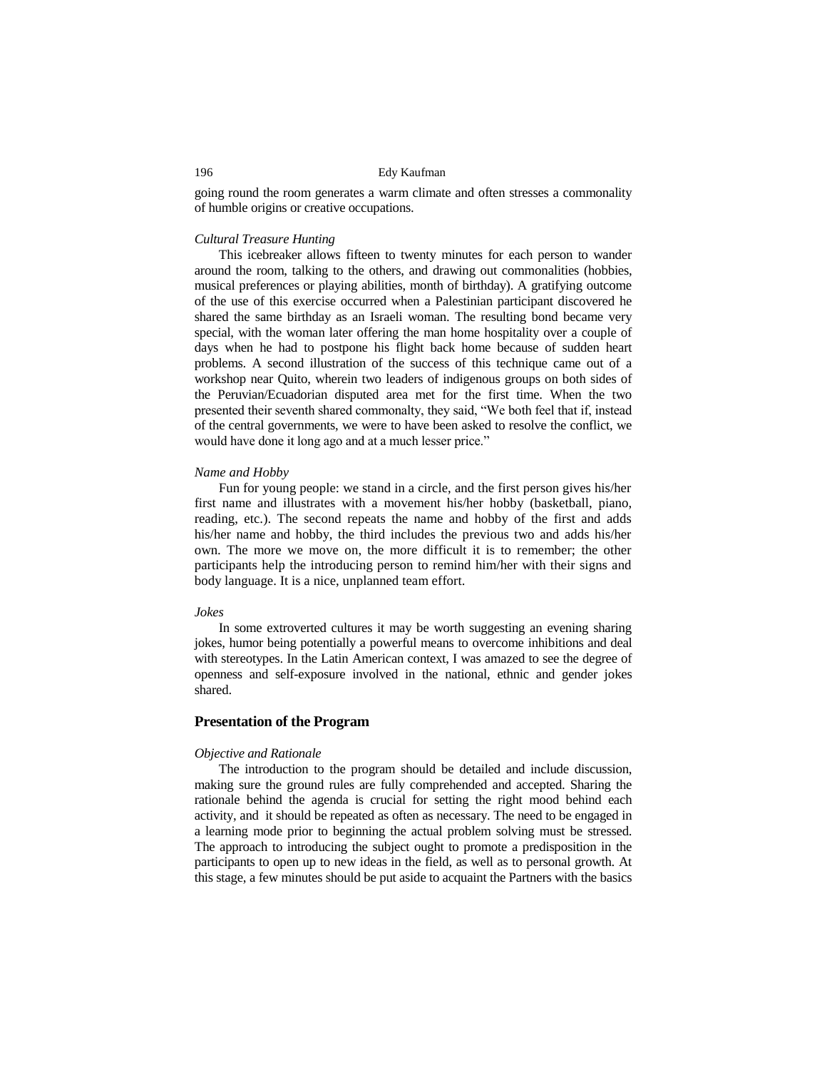going round the room generates a warm climate and often stresses a commonality of humble origins or creative occupations.

*Cultural Treasure Hunting*

This icebreaker allows fifteen to twenty minutes for each person to wander around the room, talking to the others, and drawing out commonalities (hobbies, musical preferences or playing abilities, month of birthday). A gratifying outcome of the use of this exercise occurred when a Palestinian participant discovered he shared the same birthday as an Israeli woman. The resulting bond became very special, with the woman later offering the man home hospitality over a couple of days when he had to postpone his flight back home because of sudden heart problems. A second illustration of the success of this technique came out of a workshop near Quito, wherein two leaders of indigenous groups on both sides of the Peruvian/Ecuadorian disputed area met for the first time. When the two presented their seventh shared commonalty, they said, "We both feel that if, instead of the central governments, we were to have been asked to resolve the conflict, we would have done it long ago and at a much lesser price."

*Name and Hobby*

Fun for young people: we stand in a circle, and the first person gives his/her first name and illustrates with a movement his/her hobby (basketball, piano, reading, etc.). The second repeats the name and hobby of the first and adds his/her name and hobby, the third includes the previous two and adds his/her own. The more we move on, the more difficult it is to remember; the other participants help the introducing person to remind him/her with their signs and body language. It is a nice, unplanned team effort.

*Jokes*

In some extroverted cultures it may be worth suggesting an evening sharing jokes, humor being potentially a powerful means to overcome inhibitions and deal with stereotypes. In the Latin American context, I was amazed to see the degree of openness and self-exposure involved in the national, ethnic and gender jokes shared.

## Presentation of the Program

*Objective and Rationale*

The introduction to the program should be detailed and include discussion, making sure the ground rules are fully comprehended and accepted. Sharing the rationale behind the agenda is crucial for setting the right mood behind each activity, and it should be repeated as often as necessary. The need to be engaged in a learning mode prior to beginning the actual problem solving must be stressed. The approach to introducing the subject ought to promote a predisposition in the participants to open up to new ideas in the field, as well as to personal growth. At this stage, a few minutes should be put aside to acquaint the Partners with the basics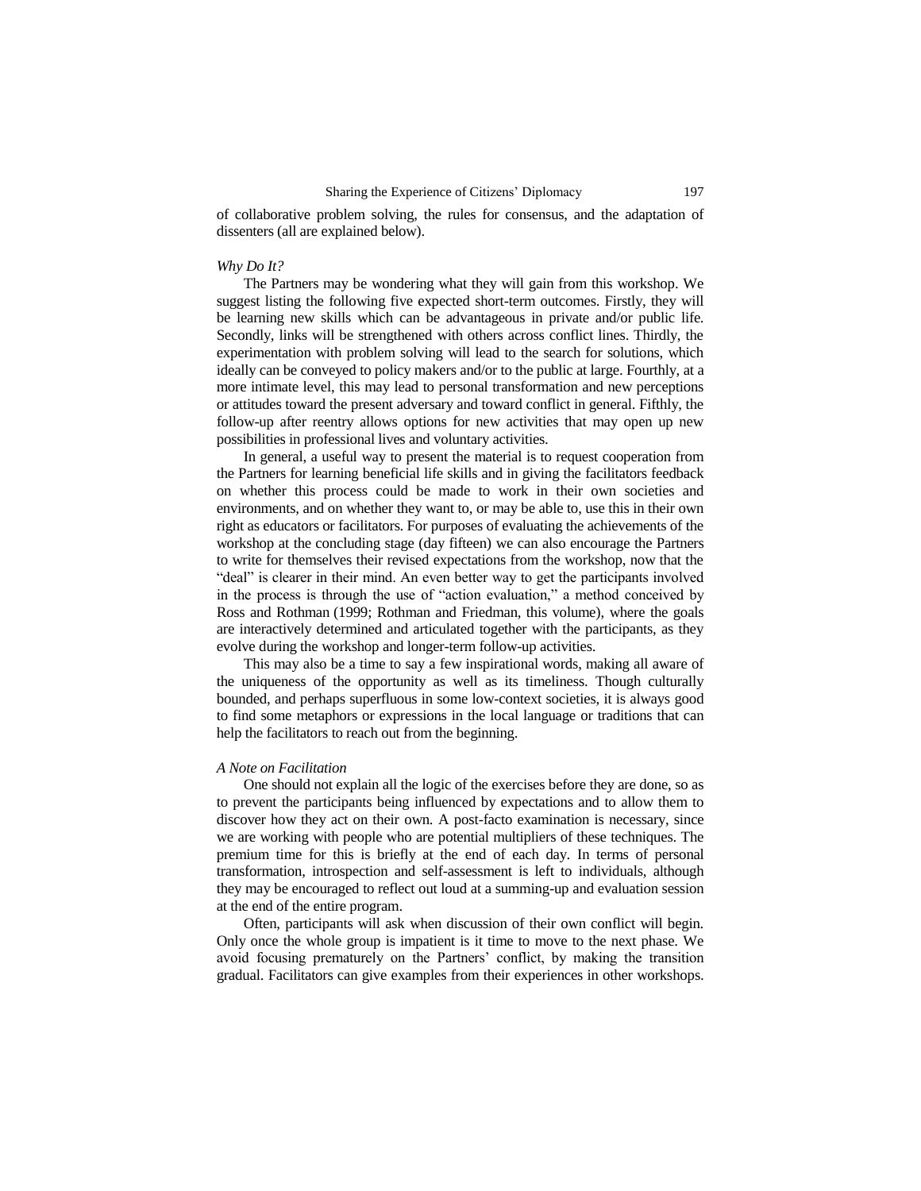of collaborative problem solving, the rules for consensus, and the adaptation of dissenters (all are explained below).

*Why Do It?*

The Partners may be wondering what they will gain from this workshop. We suggest listing the following five expected short-term outcomes. Firstly, they will be learning new skills which can be advantageous in private and/or public life. Secondly, links will be strengthened with others across conflict lines. Thirdly, the experimentation with problem solving will lead to the search for solutions, which ideally can be conveyed to policy makers and/or to the public at large. Fourthly, at a more intimate level, this may lead to personal transformation and new perceptions or attitudes toward the present adversary and toward conflict in general. Fifthly, the follow-up after reentry allows options for new activities that may open up new possibilities in professional lives and voluntary activities.

In general, a useful way to present the material is to request cooperation from the Partners for learning beneficial life skills and in giving the facilitators feedback on whether this process could be made to work in their own societies and environments, and on whether they want to, or may be able to, use this in their own right as educators or facilitators. For purposes of evaluating the achievements of the workshop at the concluding stage (day fifteen) we can also encourage the Partners to write for themselves their revised expectations from the workshop, now that the "deal" is clearer in their mind. An even better way to get the participants involved in the process is through the use of "action evaluation," a method conceived by Ross and Rothman (1999; Rothman and Friedman, this volume), where the goals are interactively determined and articulated together with the participants, as they evolve during the workshop and longer-term follow-up activities.

This may also be a time to say a few inspirational words, making all aware of the uniqueness of the opportunity as well as its timeliness. Though culturally bounded, and perhaps superfluous in some low-context societies, it is always good to find some metaphors or expressions in the local language or traditions that can help the facilitators to reach out from the beginning.

*A Note on Facilitation*

One should not explain all the logic of the exercises before they are done, so as to prevent the participants being influenced by expectations and to allow them to discover how they act on their own. A post-facto examination is necessary, since we are working with people who are potential multipliers of these techniques. The premium time for this is briefly at the end of each day. In terms of personal transformation, introspection and self-assessment is left to individuals, although they may be encouraged to reflect out loud at a summing-up and evaluation session at the end of the entire program.

Often, participants will ask when discussion of their own conflict will begin. Only once the whole group is impatient is it time to move to the next phase. We avoid focusing prematurely on the Partners' conflict, by making the transition gradual. Facilitators can give examples from their experiences in other workshops.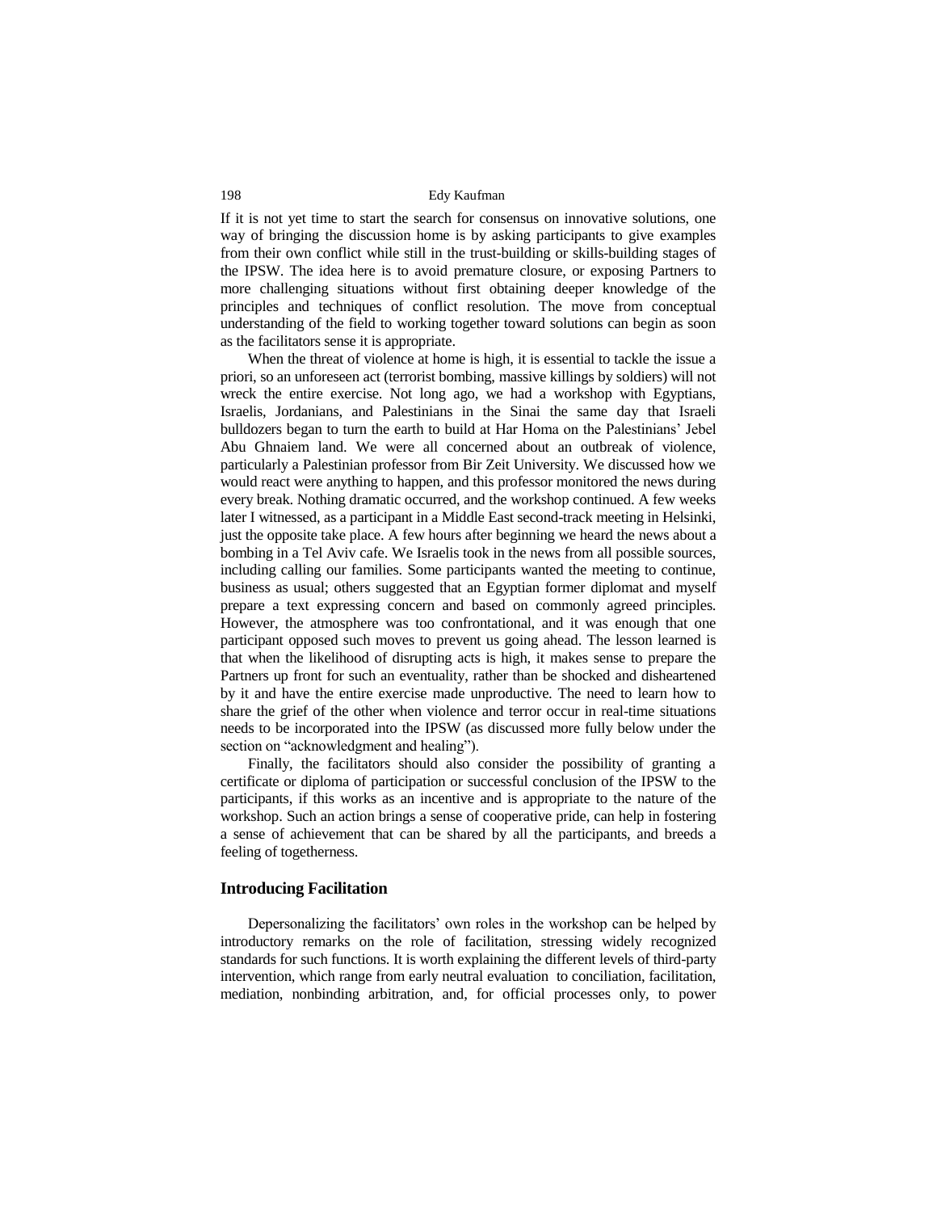If it is not yet time to start the search for consensus on innovative solutions, one way of bringing the discussion home is by asking participants to give examples from their own conflict while still in the trust-building or skills-building stages of the IPSW. The idea here is to avoid premature closure, or exposing Partners to more challenging situations without first obtaining deeper knowledge of the principles and techniques of conflict resolution. The move from conceptual understanding of the field to working together toward solutions can begin as soon as the facilitators sense it is appropriate.

When the threat of violence at home is high, it is essential to tackle the issue a priori, so an unforeseen act (terrorist bombing, massive killings by soldiers) will not wreck the entire exercise. Not long ago, we had a workshop with Egyptians, Israelis, Jordanians, and Palestinians in the Sinai the same day that Israeli bulldozers began to turn the earth to build at Har Homa on the Palestinians' Jebel Abu Ghnaiem land. We were all concerned about an outbreak of violence, particularly a Palestinian professor from Bir Zeit University. We discussed how we would react were anything to happen, and this professor monitored the news during every break. Nothing dramatic occurred, and the workshop continued. A few weeks later I witnessed, as a participant in a Middle East second-track meeting in Helsinki, just the opposite take place. A few hours after beginning we heard the news about a bombing in a Tel Aviv cafe. We Israelis took in the news from all possible sources, including calling our families. Some participants wanted the meeting to continue, business as usual; others suggested that an Egyptian former diplomat and myself prepare a text expressing concern and based on commonly agreed principles. However, the atmosphere was too confrontational, and it was enough that one participant opposed such moves to prevent us going ahead. The lesson learned is that when the likelihood of disrupting acts is high, it makes sense to prepare the Partners up front for such an eventuality, rather than be shocked and disheartened by it and have the entire exercise made unproductive. The need to learn how to share the grief of the other when violence and terror occur in real-time situations needs to be incorporated into the IPSW (as discussed more fully below under the section on "acknowledgment and healing").

Finally, the facilitators should also consider the possibility of granting a certificate or diploma of participation or successful conclusion of the IPSW to the participants, if this works as an incentive and is appropriate to the nature of the workshop. Such an action brings a sense of cooperative pride, can help in fostering a sense of achievement that can be shared by all the participants, and breeds a feeling of togetherness.

### Introducing Facilitation

Depersonalizing the facilitators' own roles in the workshop can be helped by introductory remarks on the role of facilitation, stressing widely recognized standards for such functions. It is worth explaining the different levels of third-party intervention, which range from early neutral evaluation to conciliation, facilitation, mediation, nonbinding arbitration, and, for official processes only, to power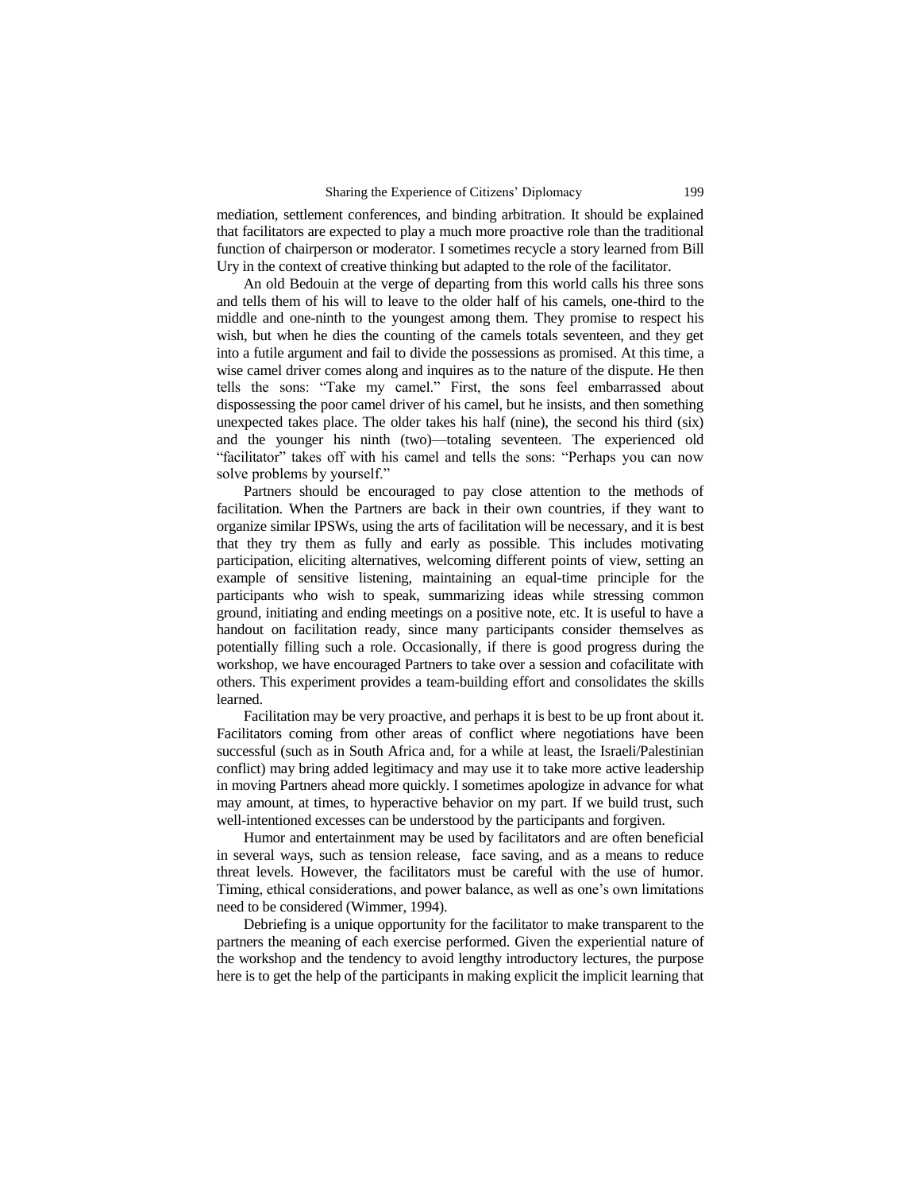mediation, settlement conferences, and binding arbitration. It should be explained that facilitators are expected to play a much more proactive role than the traditional function of chairperson or moderator. I sometimes recycle a story learned from Bill Ury in the context of creative thinking but adapted to the role of the facilitator.

An old Bedouin at the verge of departing from this world calls his three sons and tells them of his will to leave to the older half of his camels, one-third to the middle and one-ninth to the youngest among them. They promise to respect his wish, but when he dies the counting of the camels totals seventeen, and they get into a futile argument and fail to divide the possessions as promised. At this time, a wise camel driver comes along and inquires as to the nature of the dispute. He then tells the sons: "Take my camel." First, the sons feel embarrassed about dispossessing the poor camel driver of his camel, but he insists, and then something unexpected takes place. The older takes his half (nine), the second his third (six) and the younger his ninth (two)—totaling seventeen. The experienced old "facilitator" takes off with his camel and tells the sons: "Perhaps you can now solve problems by yourself."

Partners should be encouraged to pay close attention to the methods of facilitation. When the Partners are back in their own countries, if they want to organize similar IPSWs, using the arts of facilitation will be necessary, and it is best that they try them as fully and early as possible. This includes motivating participation, eliciting alternatives, welcoming different points of view, setting an example of sensitive listening, maintaining an equal-time principle for the participants who wish to speak, summarizing ideas while stressing common ground, initiating and ending meetings on a positive note, etc. It is useful to have a handout on facilitation ready, since many participants consider themselves as potentially filling such a role. Occasionally, if there is good progress during the workshop, we have encouraged Partners to take over a session and cofacilitate with others. This experiment provides a team-building effort and consolidates the skills learned.

Facilitation may be very proactive, and perhaps it is best to be up front about it. Facilitators coming from other areas of conflict where negotiations have been successful (such as in South Africa and, for a while at least, the Israeli/Palestinian conflict) may bring added legitimacy and may use it to take more active leadership in moving Partners ahead more quickly. I sometimes apologize in advance for what may amount, at times, to hyperactive behavior on my part. If we build trust, such well-intentioned excesses can be understood by the participants and forgiven.

Humor and entertainment may be used by facilitators and are often beneficial in several ways, such as tension release, face saving, and as a means to reduce threat levels. However, the facilitators must be careful with the use of humor. Timing, ethical considerations, and power balance, as well as one's own limitations need to be considered (Wimmer, 1994).

Debriefing is a unique opportunity for the facilitator to make transparent to the partners the meaning of each exercise performed. Given the experiential nature of the workshop and the tendency to avoid lengthy introductory lectures, the purpose here is to get the help of the participants in making explicit the implicit learning that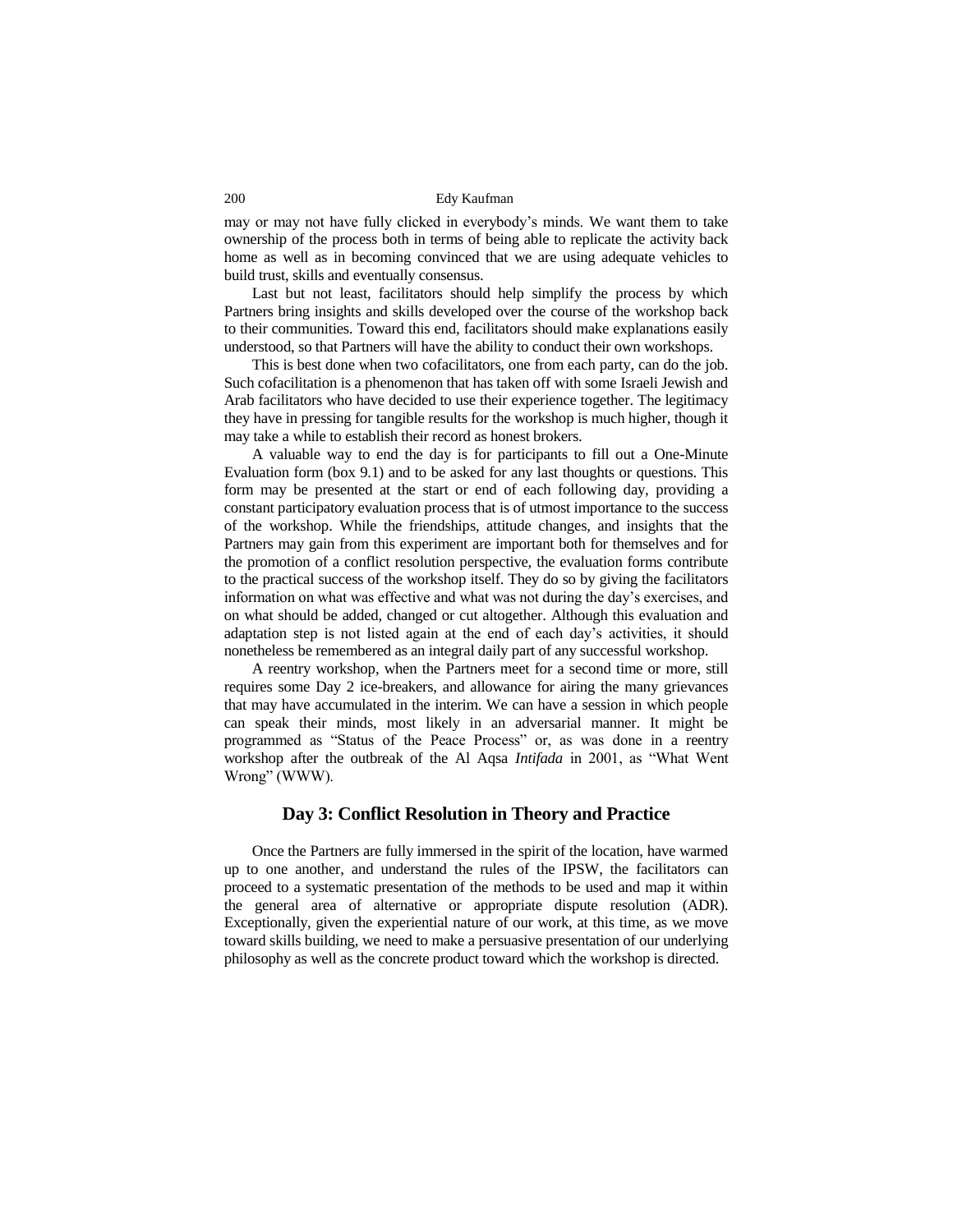may or may not have fully clicked in everybody's minds. We want them to take ownership of the process both in terms of being able to replicate the activity back home as well as in becoming convinced that we are using adequate vehicles to build trust, skills and eventually consensus.

Last but not least, facilitators should help simplify the process by which Partners bring insights and skills developed over the course of the workshop back to their communities. Toward this end, facilitators should make explanations easily understood, so that Partners will have the ability to conduct their own workshops.

This is best done when two cofacilitators, one from each party, can do the job. Such cofacilitation is a phenomenon that has taken off with some Israeli Jewish and Arab facilitators who have decided to use their experience together. The legitimacy they have in pressing for tangible results for the workshop is much higher, though it may take a while to establish their record as honest brokers.

A valuable way to end the day is for participants to fill out a One-Minute Evaluation form (box 9.1) and to be asked for any last thoughts or questions. This form may be presented at the start or end of each following day, providing a constant participatory evaluation process that is of utmost importance to the success of the workshop. While the friendships, attitude changes, and insights that the Partners may gain from this experiment are important both for themselves and for the promotion of a conflict resolution perspective, the evaluation forms contribute to the practical success of the workshop itself. They do so by giving the facilitators information on what was effective and what was not during the day's exercises, and on what should be added, changed or cut altogether. Although this evaluation and adaptation step is not listed again at the end of each day's activities, it should nonetheless be remembered as an integral daily part of any successful workshop.

A reentry workshop, when the Partners meet for a second time or more, still requires some Day 2 ice-breakers, and allowance for airing the many grievances that may have accumulated in the interim. We can have a session in which people can speak their minds, most likely in an adversarial manner. It might be programmed as "Status of the Peace Process" or, as was done in a reentry workshop after the outbreak of the Al Aqsa *Intifada* in 2001, as "What Went Wrong" (WWW).

## Day 3: Conflict Resolution in Theory and Practice

Once the Partners are fully immersed in the spirit of the location, have warmed up to one another, and understand the rules of the IPSW, the facilitators can proceed to a systematic presentation of the methods to be used and map it within the general area of alternative or appropriate dispute resolution (ADR). Exceptionally, given the experiential nature of our work, at this time, as we move toward skills building, we need to make a persuasive presentation of our underlying philosophy as well as the concrete product toward which the workshop is directed.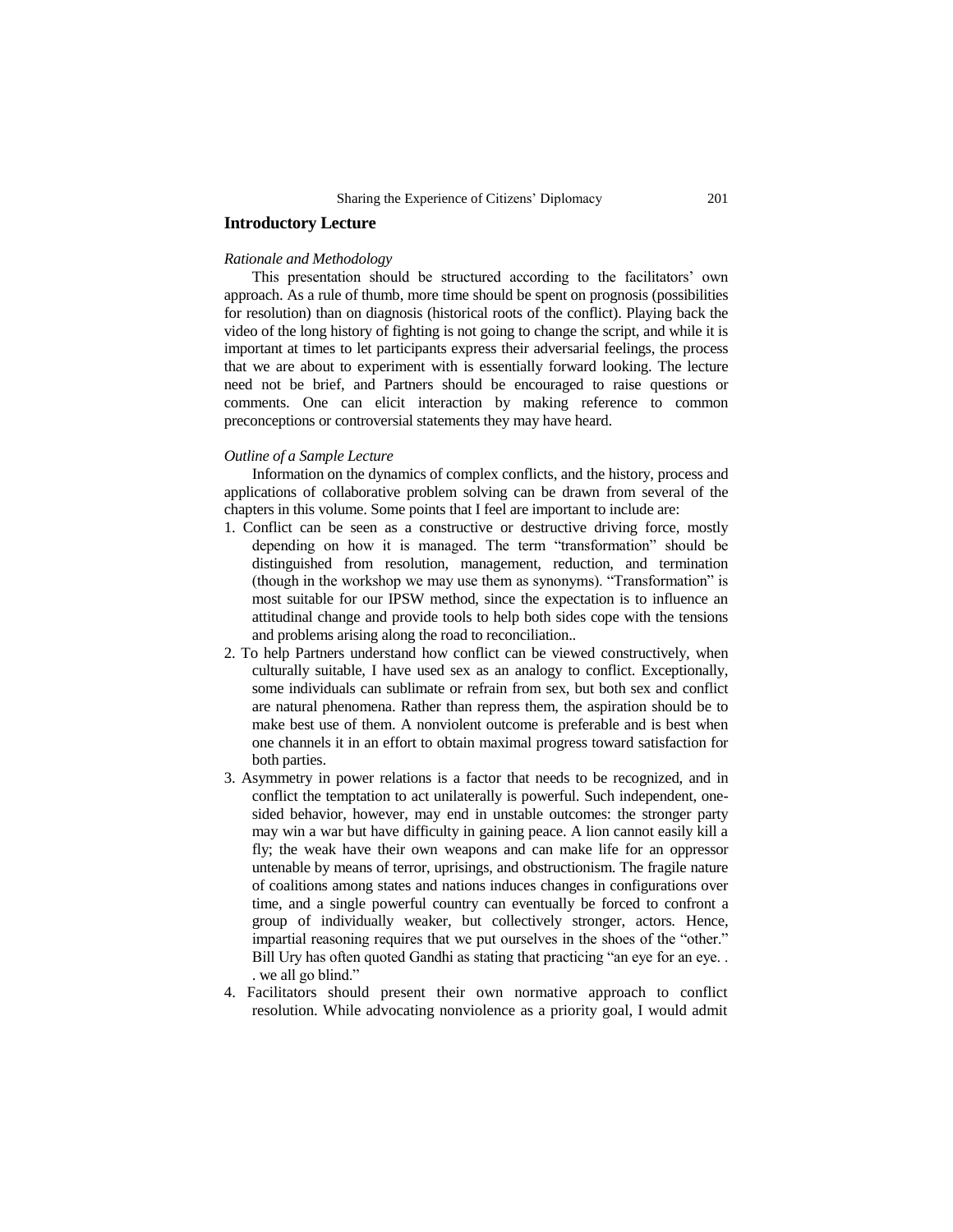## Introductory Lecture

*Rationale and Methodology*

This presentation should be structured according to the facilitators' own approach. As a rule of thumb, more time should be spent on prognosis (possibilities for resolution) than on diagnosis (historical roots of the conflict). Playing back the video of the long history of fighting is not going to change the script, and while it is important at times to let participants express their adversarial feelings, the process that we are about to experiment with is essentially forward looking. The lecture need not be brief, and Partners should be encouraged to raise questions or comments. One can elicit interaction by making reference to common preconceptions or controversial statements they may have heard.

*Outline of a Sample Lecture*

Information on the dynamics of complex conflicts, and the history, process and applications of collaborative problem solving can be drawn from several of the chapters in this volume. Some points that I feel are important to include are:

1. Conflict can be seen as a constructive or destructive driving force, mostly depending on how it is managed. The term "transformation" should be distinguished from resolution, management, reduction, and termination (though in the workshop we may use them as synonyms). "Transformation" is most suitable for our IPSW method, since the expectation is to influence an attitudinal change and provide tools to help both sides cope with the tensions and problems arising along the road to reconciliation..
2. To help Partners understand how conflict can be viewed constructively, when culturally suitable, I have used sex as an analogy to conflict. Exceptionally, some individuals can sublimate or refrain from sex, but both sex and conflict are natural phenomena. Rather than repress them, the aspiration should be to make best use of them. A nonviolent outcome is preferable and is best when one channels it in an effort to obtain maximal progress toward satisfaction for both parties.
3. Asymmetry in power relations is a factor that needs to be recognized, and in conflict the temptation to act unilaterally is powerful. Such independent, one-sided behavior, however, may end in unstable outcomes: the stronger party may win a war but have difficulty in gaining peace. A lion cannot easily kill a fly; the weak have their own weapons and can make life for an oppressor untenable by means of terror, uprisings, and obstructionism. The fragile nature of coalitions among states and nations induces changes in configurations over time, and a single powerful country can eventually be forced to confront a group of individually weaker, but collectively stronger, actors. Hence, impartial reasoning requires that we put ourselves in the shoes of the "other." Bill Ury has often quoted Gandhi as stating that practicing "an eye for an eye. . . we all go blind."
4. Facilitators should present their own normative approach to conflict resolution. While advocating nonviolence as a priority goal, I would admit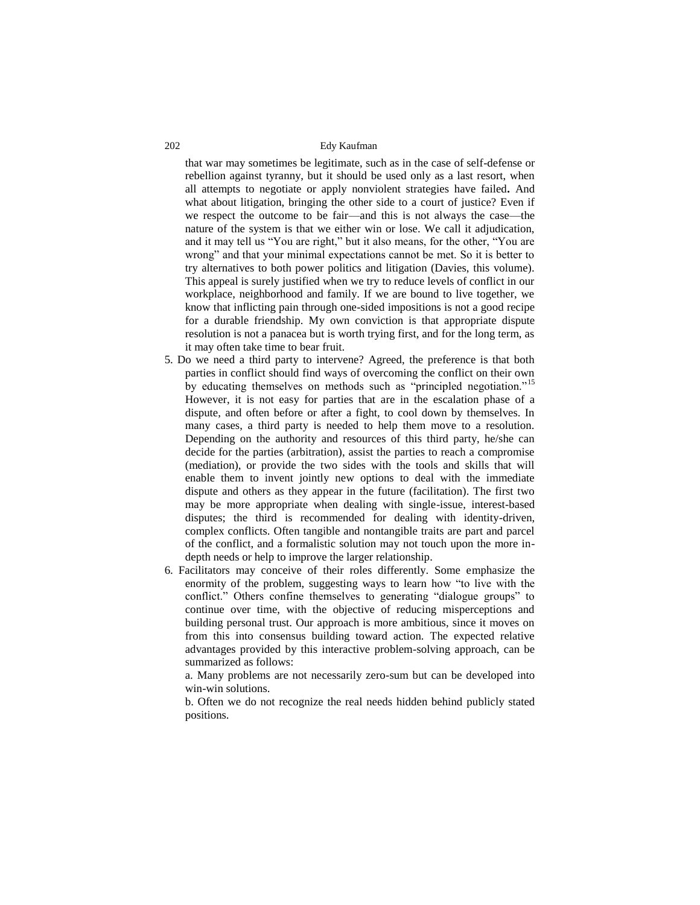that war may sometimes be legitimate, such as in the case of self-defense or rebellion against tyranny, but it should be used only as a last resort, when all attempts to negotiate or apply nonviolent strategies have failed**.** And what about litigation, bringing the other side to a court of justice? Even if we respect the outcome to be fair—and this is not always the case—the nature of the system is that we either win or lose. We call it adjudication, and it may tell us "You are right," but it also means, for the other, "You are wrong" and that your minimal expectations cannot be met. So it is better to try alternatives to both power politics and litigation (Davies, this volume). This appeal is surely justified when we try to reduce levels of conflict in our workplace, neighborhood and family. If we are bound to live together, we know that inflicting pain through one-sided impositions is not a good recipe for a durable friendship. My own conviction is that appropriate dispute resolution is not a panacea but is worth trying first, and for the long term, as it may often take time to bear fruit.

5. Do we need a third party to intervene? Agreed, the preference is that both parties in conflict should find ways of overcoming the conflict on their own by educating themselves on methods such as "principled negotiation."[15] However, it is not easy for parties that are in the escalation phase of a dispute, and often before or after a fight, to cool down by themselves. In many cases, a third party is needed to help them move to a resolution. Depending on the authority and resources of this third party, he/she can decide for the parties (arbitration), assist the parties to reach a compromise (mediation), or provide the two sides with the tools and skills that will enable them to invent jointly new options to deal with the immediate dispute and others as they appear in the future (facilitation). The first two may be more appropriate when dealing with single-issue, interest-based disputes; the third is recommended for dealing with identity-driven, complex conflicts. Often tangible and nontangible traits are part and parcel of the conflict, and a formalistic solution may not touch upon the more in-depth needs or help to improve the larger relationship.
6. Facilitators may conceive of their roles differently. Some emphasize the enormity of the problem, suggesting ways to learn how "to live with the conflict." Others confine themselves to generating "dialogue groups" to continue over time, with the objective of reducing misperceptions and building personal trust. Our approach is more ambitious, since it moves on from this into consensus building toward action. The expected relative advantages provided by this interactive problem-solving approach, can be summarized as follows:

   a. Many problems are not necessarily zero-sum but can be developed into win-win solutions.

   b. Often we do not recognize the real needs hidden behind publicly stated positions.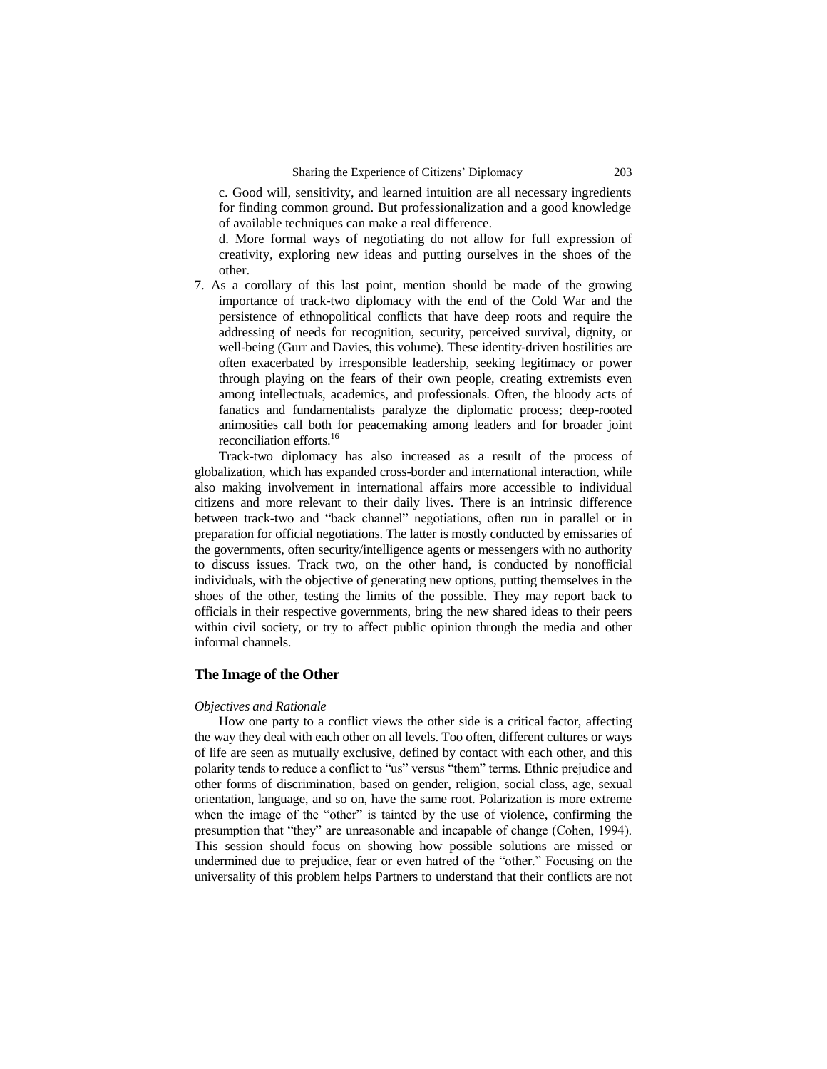c. Good will, sensitivity, and learned intuition are all necessary ingredients for finding common ground. But professionalization and a good knowledge of available techniques can make a real difference.

d. More formal ways of negotiating do not allow for full expression of creativity, exploring new ideas and putting ourselves in the shoes of the other.

7. As a corollary of this last point, mention should be made of the growing importance of track-two diplomacy with the end of the Cold War and the persistence of ethnopolitical conflicts that have deep roots and require the addressing of needs for recognition, security, perceived survival, dignity, or well-being (Gurr and Davies, this volume). These identity-driven hostilities are often exacerbated by irresponsible leadership, seeking legitimacy or power through playing on the fears of their own people, creating extremists even among intellectuals, academics, and professionals. Often, the bloody acts of fanatics and fundamentalists paralyze the diplomatic process; deep-rooted animosities call both for peacemaking among leaders and for broader joint reconciliation efforts.[16]

Track-two diplomacy has also increased as a result of the process of globalization, which has expanded cross-border and international interaction, while also making involvement in international affairs more accessible to individual citizens and more relevant to their daily lives. There is an intrinsic difference between track-two and "back channel" negotiations, often run in parallel or in preparation for official negotiations. The latter is mostly conducted by emissaries of the governments, often security/intelligence agents or messengers with no authority to discuss issues. Track two, on the other hand, is conducted by nonofficial individuals, with the objective of generating new options, putting themselves in the shoes of the other, testing the limits of the possible. They may report back to officials in their respective governments, bring the new shared ideas to their peers within civil society, or try to affect public opinion through the media and other informal channels.

## The Image of the Other

*Objectives and Rationale*

How one party to a conflict views the other side is a critical factor, affecting the way they deal with each other on all levels. Too often, different cultures or ways of life are seen as mutually exclusive, defined by contact with each other, and this polarity tends to reduce a conflict to "us" versus "them" terms. Ethnic prejudice and other forms of discrimination, based on gender, religion, social class, age, sexual orientation, language, and so on, have the same root. Polarization is more extreme when the image of the "other" is tainted by the use of violence, confirming the presumption that "they" are unreasonable and incapable of change (Cohen, 1994). This session should focus on showing how possible solutions are missed or undermined due to prejudice, fear or even hatred of the "other." Focusing on the universality of this problem helps Partners to understand that their conflicts are not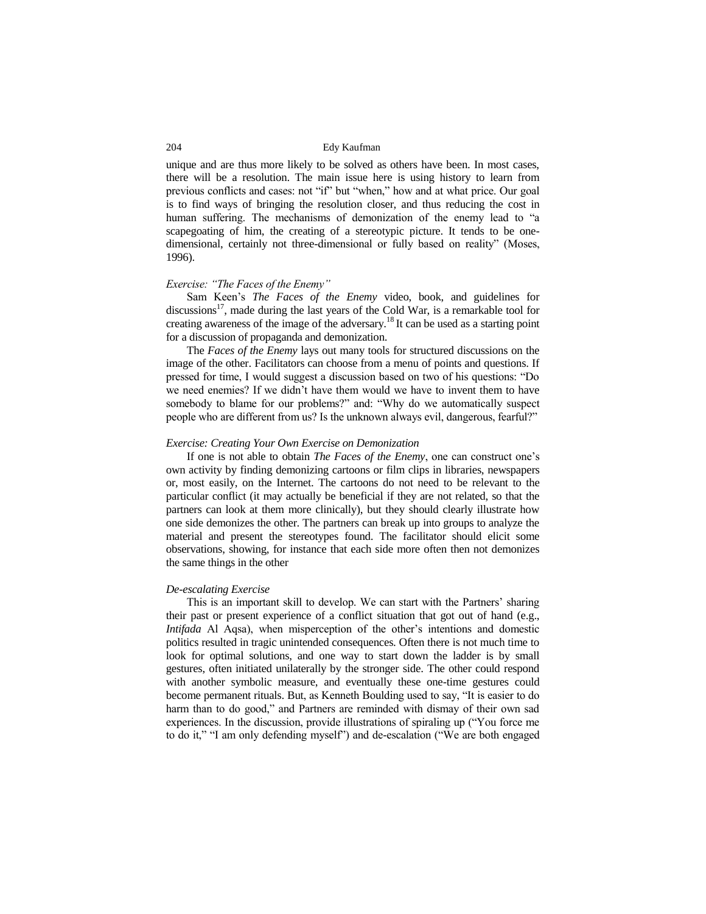unique and are thus more likely to be solved as others have been. In most cases, there will be a resolution. The main issue here is using history to learn from previous conflicts and cases: not "if" but "when," how and at what price. Our goal is to find ways of bringing the resolution closer, and thus reducing the cost in human suffering. The mechanisms of demonization of the enemy lead to "a scapegoating of him, the creating of a stereotypic picture. It tends to be one-dimensional, certainly not three-dimensional or fully based on reality" (Moses, 1996).

*Exercise: "The Faces of the Enemy"*

Sam Keen's *The Faces of the Enemy* video, book, and guidelines for discussions[17], made during the last years of the Cold War, is a remarkable tool for creating awareness of the image of the adversary.[18] It can be used as a starting point for a discussion of propaganda and demonization.

The *Faces of the Enemy* lays out many tools for structured discussions on the image of the other. Facilitators can choose from a menu of points and questions. If pressed for time, I would suggest a discussion based on two of his questions: "Do we need enemies? If we didn't have them would we have to invent them to have somebody to blame for our problems?" and: "Why do we automatically suspect people who are different from us? Is the unknown always evil, dangerous, fearful?"

*Exercise: Creating Your Own Exercise on Demonization*

If one is not able to obtain *The Faces of the Enemy*, one can construct one's own activity by finding demonizing cartoons or film clips in libraries, newspapers or, most easily, on the Internet. The cartoons do not need to be relevant to the particular conflict (it may actually be beneficial if they are not related, so that the partners can look at them more clinically), but they should clearly illustrate how one side demonizes the other. The partners can break up into groups to analyze the material and present the stereotypes found. The facilitator should elicit some observations, showing, for instance that each side more often then not demonizes the same things in the other

*De-escalating Exercise*

This is an important skill to develop. We can start with the Partners' sharing their past or present experience of a conflict situation that got out of hand (e.g., *Intifada* Al Aqsa), when misperception of the other's intentions and domestic politics resulted in tragic unintended consequences. Often there is not much time to look for optimal solutions, and one way to start down the ladder is by small gestures, often initiated unilaterally by the stronger side. The other could respond with another symbolic measure, and eventually these one-time gestures could become permanent rituals. But, as Kenneth Boulding used to say, "It is easier to do harm than to do good," and Partners are reminded with dismay of their own sad experiences. In the discussion, provide illustrations of spiraling up ("You force me to do it," "I am only defending myself") and de-escalation ("We are both engaged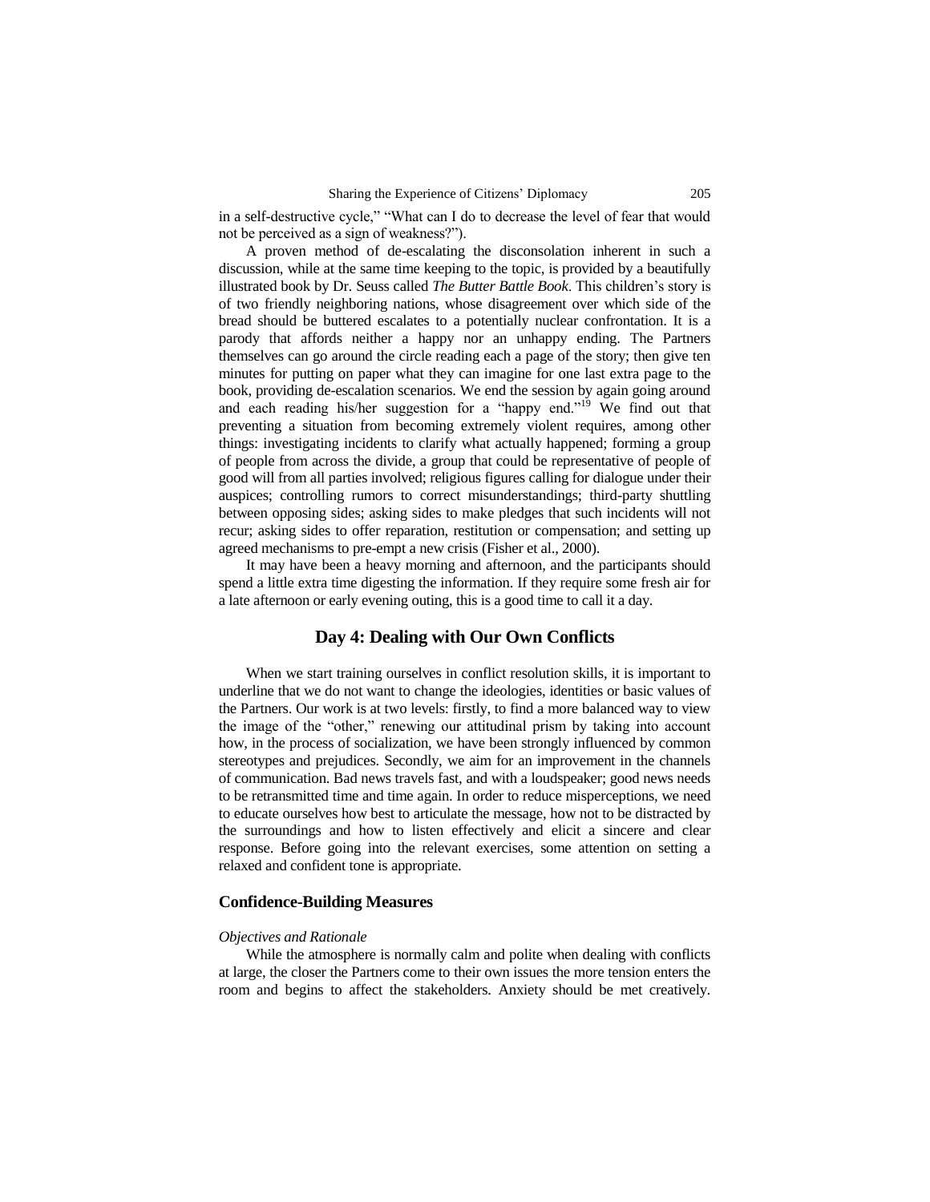in a self-destructive cycle," "What can I do to decrease the level of fear that would not be perceived as a sign of weakness?").

A proven method of de-escalating the disconsolation inherent in such a discussion, while at the same time keeping to the topic, is provided by a beautifully illustrated book by Dr. Seuss called *The Butter Battle Book*. This children's story is of two friendly neighboring nations, whose disagreement over which side of the bread should be buttered escalates to a potentially nuclear confrontation. It is a parody that affords neither a happy nor an unhappy ending. The Partners themselves can go around the circle reading each a page of the story; then give ten minutes for putting on paper what they can imagine for one last extra page to the book, providing de-escalation scenarios. We end the session by again going around and each reading his/her suggestion for a "happy end."[19] We find out that preventing a situation from becoming extremely violent requires, among other things: investigating incidents to clarify what actually happened; forming a group of people from across the divide, a group that could be representative of people of good will from all parties involved; religious figures calling for dialogue under their auspices; controlling rumors to correct misunderstandings; third-party shuttling between opposing sides; asking sides to make pledges that such incidents will not recur; asking sides to offer reparation, restitution or compensation; and setting up agreed mechanisms to pre-empt a new crisis (Fisher et al., 2000).

It may have been a heavy morning and afternoon, and the participants should spend a little extra time digesting the information. If they require some fresh air for a late afternoon or early evening outing, this is a good time to call it a day.

## Day 4: Dealing with Our Own Conflicts

When we start training ourselves in conflict resolution skills, it is important to underline that we do not want to change the ideologies, identities or basic values of the Partners. Our work is at two levels: firstly, to find a more balanced way to view the image of the "other," renewing our attitudinal prism by taking into account how, in the process of socialization, we have been strongly influenced by common stereotypes and prejudices. Secondly, we aim for an improvement in the channels of communication. Bad news travels fast, and with a loudspeaker; good news needs to be retransmitted time and time again. In order to reduce misperceptions, we need to educate ourselves how best to articulate the message, how not to be distracted by the surroundings and how to listen effectively and elicit a sincere and clear response. Before going into the relevant exercises, some attention on setting a relaxed and confident tone is appropriate.

### Confidence-Building Measures

*Objectives and Rationale*

While the atmosphere is normally calm and polite when dealing with conflicts at large, the closer the Partners come to their own issues the more tension enters the room and begins to affect the stakeholders. Anxiety should be met creatively.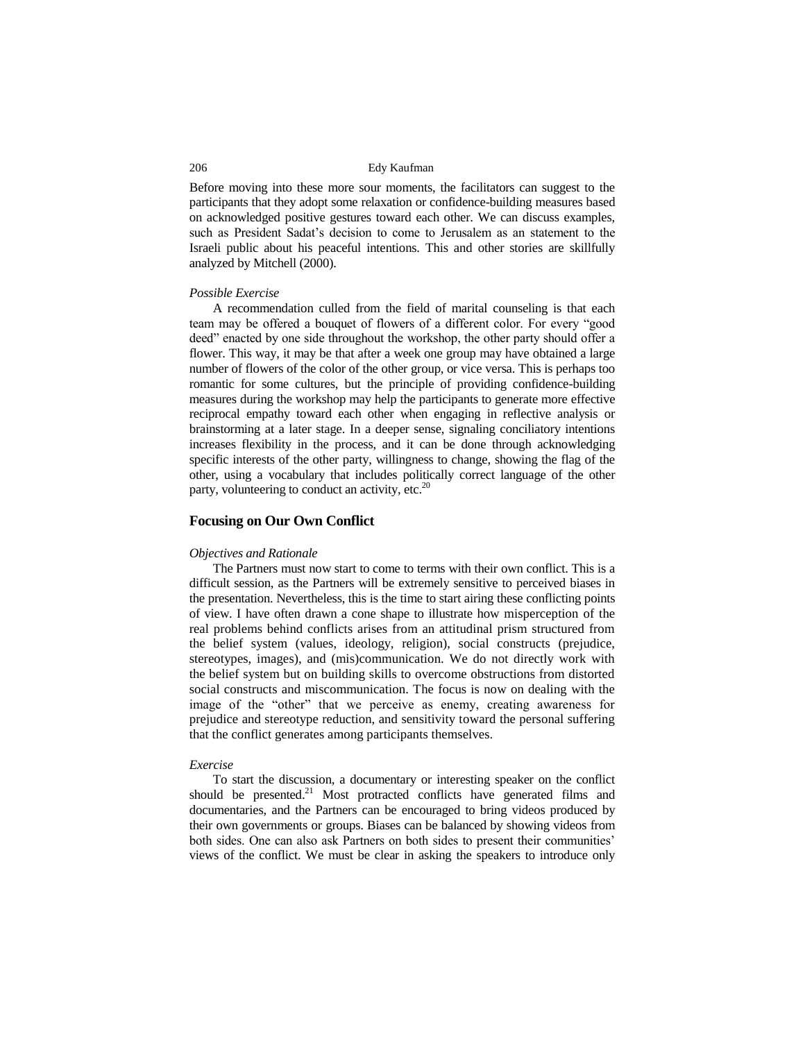Before moving into these more sour moments, the facilitators can suggest to the participants that they adopt some relaxation or confidence-building measures based on acknowledged positive gestures toward each other. We can discuss examples, such as President Sadat's decision to come to Jerusalem as an statement to the Israeli public about his peaceful intentions. This and other stories are skillfully analyzed by Mitchell (2000).

*Possible Exercise*

A recommendation culled from the field of marital counseling is that each team may be offered a bouquet of flowers of a different color. For every "good deed" enacted by one side throughout the workshop, the other party should offer a flower. This way, it may be that after a week one group may have obtained a large number of flowers of the color of the other group, or vice versa. This is perhaps too romantic for some cultures, but the principle of providing confidence-building measures during the workshop may help the participants to generate more effective reciprocal empathy toward each other when engaging in reflective analysis or brainstorming at a later stage. In a deeper sense, signaling conciliatory intentions increases flexibility in the process, and it can be done through acknowledging specific interests of the other party, willingness to change, showing the flag of the other, using a vocabulary that includes politically correct language of the other party, volunteering to conduct an activity, etc.[20]

## Focusing on Our Own Conflict

*Objectives and Rationale*

The Partners must now start to come to terms with their own conflict. This is a difficult session, as the Partners will be extremely sensitive to perceived biases in the presentation. Nevertheless, this is the time to start airing these conflicting points of view. I have often drawn a cone shape to illustrate how misperception of the real problems behind conflicts arises from an attitudinal prism structured from the belief system (values, ideology, religion), social constructs (prejudice, stereotypes, images), and (mis)communication. We do not directly work with the belief system but on building skills to overcome obstructions from distorted social constructs and miscommunication. The focus is now on dealing with the image of the "other" that we perceive as enemy, creating awareness for prejudice and stereotype reduction, and sensitivity toward the personal suffering that the conflict generates among participants themselves.

*Exercise*

To start the discussion, a documentary or interesting speaker on the conflict should be presented.[21] Most protracted conflicts have generated films and documentaries, and the Partners can be encouraged to bring videos produced by their own governments or groups. Biases can be balanced by showing videos from both sides. One can also ask Partners on both sides to present their communities' views of the conflict. We must be clear in asking the speakers to introduce only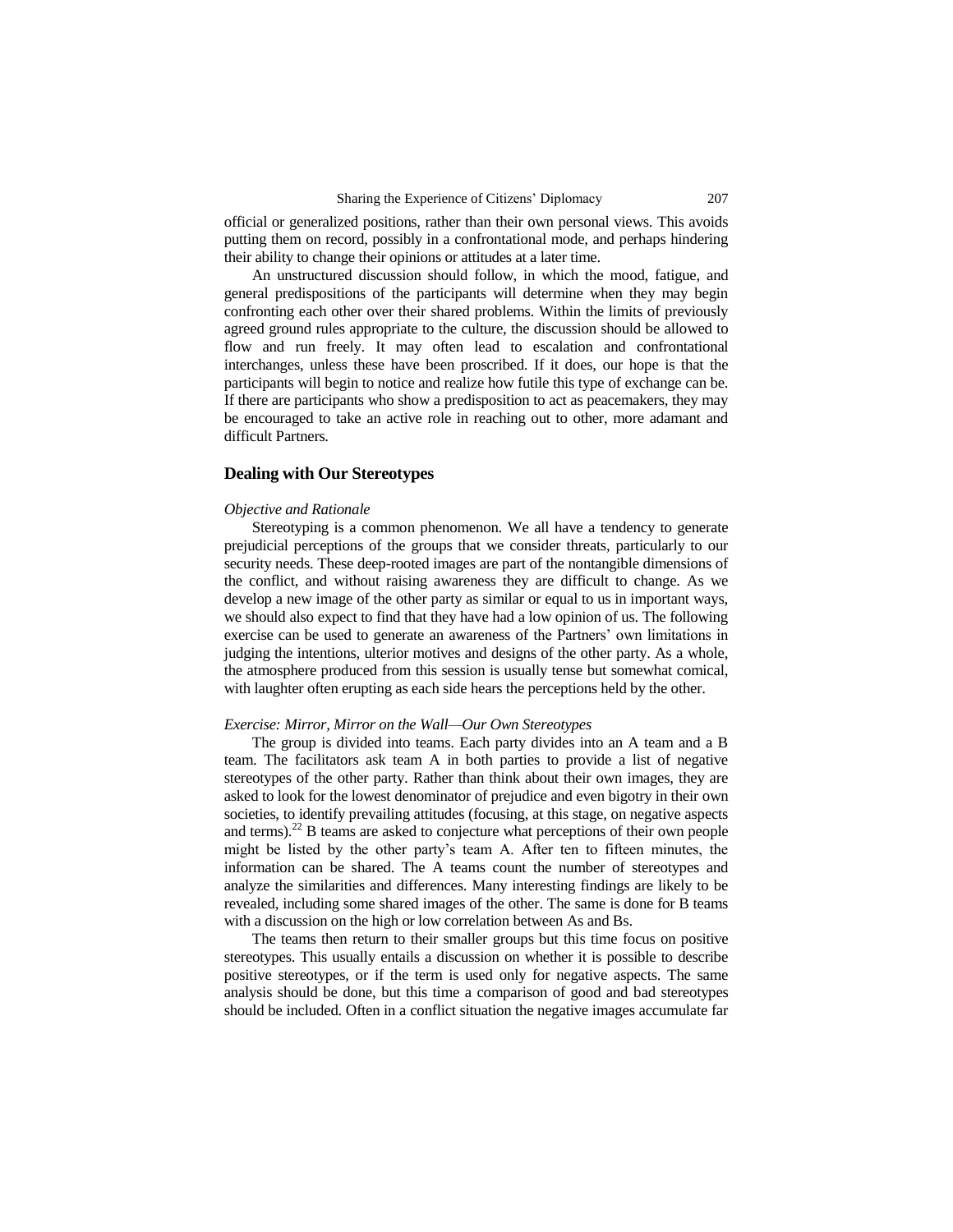official or generalized positions, rather than their own personal views. This avoids putting them on record, possibly in a confrontational mode, and perhaps hindering their ability to change their opinions or attitudes at a later time.

An unstructured discussion should follow, in which the mood, fatigue, and general predispositions of the participants will determine when they may begin confronting each other over their shared problems. Within the limits of previously agreed ground rules appropriate to the culture, the discussion should be allowed to flow and run freely. It may often lead to escalation and confrontational interchanges, unless these have been proscribed. If it does, our hope is that the participants will begin to notice and realize how futile this type of exchange can be. If there are participants who show a predisposition to act as peacemakers, they may be encouraged to take an active role in reaching out to other, more adamant and difficult Partners.

## Dealing with Our Stereotypes

*Objective and Rationale*

Stereotyping is a common phenomenon. We all have a tendency to generate prejudicial perceptions of the groups that we consider threats, particularly to our security needs. These deep-rooted images are part of the nontangible dimensions of the conflict, and without raising awareness they are difficult to change. As we develop a new image of the other party as similar or equal to us in important ways, we should also expect to find that they have had a low opinion of us. The following exercise can be used to generate an awareness of the Partners' own limitations in judging the intentions, ulterior motives and designs of the other party. As a whole, the atmosphere produced from this session is usually tense but somewhat comical, with laughter often erupting as each side hears the perceptions held by the other.

*Exercise: Mirror, Mirror on the Wall—Our Own Stereotypes*

The group is divided into teams. Each party divides into an A team and a B team. The facilitators ask team A in both parties to provide a list of negative stereotypes of the other party. Rather than think about their own images, they are asked to look for the lowest denominator of prejudice and even bigotry in their own societies, to identify prevailing attitudes (focusing, at this stage, on negative aspects and terms).[22] B teams are asked to conjecture what perceptions of their own people might be listed by the other party's team A. After ten to fifteen minutes, the information can be shared. The A teams count the number of stereotypes and analyze the similarities and differences. Many interesting findings are likely to be revealed, including some shared images of the other. The same is done for B teams with a discussion on the high or low correlation between As and Bs.

The teams then return to their smaller groups but this time focus on positive stereotypes. This usually entails a discussion on whether it is possible to describe positive stereotypes, or if the term is used only for negative aspects. The same analysis should be done, but this time a comparison of good and bad stereotypes should be included. Often in a conflict situation the negative images accumulate far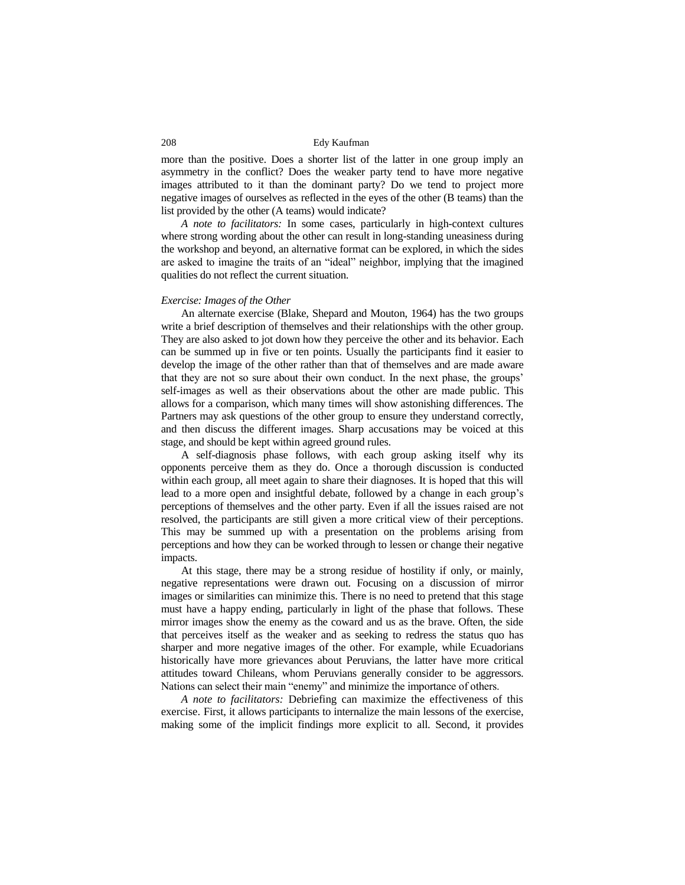more than the positive. Does a shorter list of the latter in one group imply an asymmetry in the conflict? Does the weaker party tend to have more negative images attributed to it than the dominant party? Do we tend to project more negative images of ourselves as reflected in the eyes of the other (B teams) than the list provided by the other (A teams) would indicate?

*A note to facilitators:* In some cases, particularly in high-context cultures where strong wording about the other can result in long-standing uneasiness during the workshop and beyond, an alternative format can be explored, in which the sides are asked to imagine the traits of an "ideal" neighbor, implying that the imagined qualities do not reflect the current situation.

*Exercise: Images of the Other*

An alternate exercise (Blake, Shepard and Mouton, 1964) has the two groups write a brief description of themselves and their relationships with the other group. They are also asked to jot down how they perceive the other and its behavior. Each can be summed up in five or ten points. Usually the participants find it easier to develop the image of the other rather than that of themselves and are made aware that they are not so sure about their own conduct. In the next phase, the groups' self-images as well as their observations about the other are made public. This allows for a comparison, which many times will show astonishing differences. The Partners may ask questions of the other group to ensure they understand correctly, and then discuss the different images. Sharp accusations may be voiced at this stage, and should be kept within agreed ground rules.

A self-diagnosis phase follows, with each group asking itself why its opponents perceive them as they do. Once a thorough discussion is conducted within each group, all meet again to share their diagnoses. It is hoped that this will lead to a more open and insightful debate, followed by a change in each group's perceptions of themselves and the other party. Even if all the issues raised are not resolved, the participants are still given a more critical view of their perceptions. This may be summed up with a presentation on the problems arising from perceptions and how they can be worked through to lessen or change their negative impacts.

At this stage, there may be a strong residue of hostility if only, or mainly, negative representations were drawn out. Focusing on a discussion of mirror images or similarities can minimize this. There is no need to pretend that this stage must have a happy ending, particularly in light of the phase that follows. These mirror images show the enemy as the coward and us as the brave. Often, the side that perceives itself as the weaker and as seeking to redress the status quo has sharper and more negative images of the other. For example, while Ecuadorians historically have more grievances about Peruvians, the latter have more critical attitudes toward Chileans, whom Peruvians generally consider to be aggressors. Nations can select their main "enemy" and minimize the importance of others.

*A note to facilitators:* Debriefing can maximize the effectiveness of this exercise. First, it allows participants to internalize the main lessons of the exercise, making some of the implicit findings more explicit to all. Second, it provides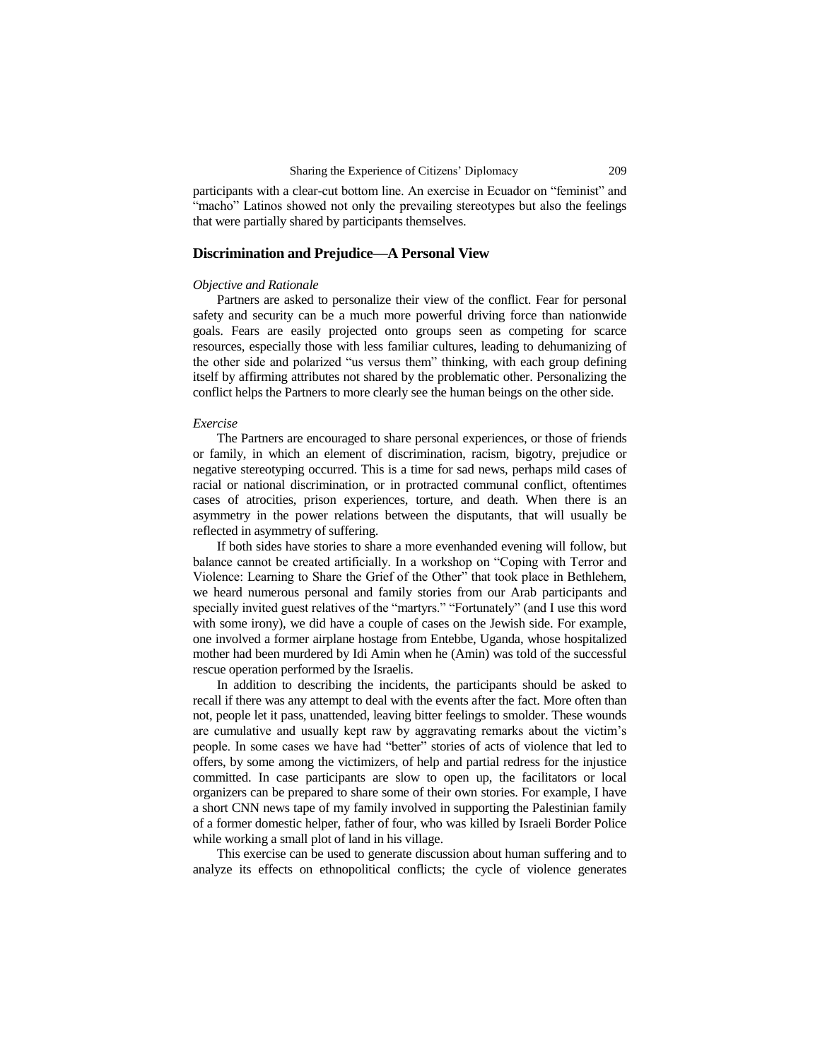participants with a clear-cut bottom line. An exercise in Ecuador on "feminist" and "macho" Latinos showed not only the prevailing stereotypes but also the feelings that were partially shared by participants themselves.

## Discrimination and Prejudice—A Personal View

*Objective and Rationale*

Partners are asked to personalize their view of the conflict. Fear for personal safety and security can be a much more powerful driving force than nationwide goals. Fears are easily projected onto groups seen as competing for scarce resources, especially those with less familiar cultures, leading to dehumanizing of the other side and polarized "us versus them" thinking, with each group defining itself by affirming attributes not shared by the problematic other. Personalizing the conflict helps the Partners to more clearly see the human beings on the other side.

*Exercise*

The Partners are encouraged to share personal experiences, or those of friends or family, in which an element of discrimination, racism, bigotry, prejudice or negative stereotyping occurred. This is a time for sad news, perhaps mild cases of racial or national discrimination, or in protracted communal conflict, oftentimes cases of atrocities, prison experiences, torture, and death. When there is an asymmetry in the power relations between the disputants, that will usually be reflected in asymmetry of suffering.

If both sides have stories to share a more evenhanded evening will follow, but balance cannot be created artificially. In a workshop on "Coping with Terror and Violence: Learning to Share the Grief of the Other" that took place in Bethlehem, we heard numerous personal and family stories from our Arab participants and specially invited guest relatives of the "martyrs." "Fortunately" (and I use this word with some irony), we did have a couple of cases on the Jewish side. For example, one involved a former airplane hostage from Entebbe, Uganda, whose hospitalized mother had been murdered by Idi Amin when he (Amin) was told of the successful rescue operation performed by the Israelis.

In addition to describing the incidents, the participants should be asked to recall if there was any attempt to deal with the events after the fact. More often than not, people let it pass, unattended, leaving bitter feelings to smolder. These wounds are cumulative and usually kept raw by aggravating remarks about the victim's people. In some cases we have had "better" stories of acts of violence that led to offers, by some among the victimizers, of help and partial redress for the injustice committed. In case participants are slow to open up, the facilitators or local organizers can be prepared to share some of their own stories. For example, I have a short CNN news tape of my family involved in supporting the Palestinian family of a former domestic helper, father of four, who was killed by Israeli Border Police while working a small plot of land in his village.

This exercise can be used to generate discussion about human suffering and to analyze its effects on ethnopolitical conflicts; the cycle of violence generates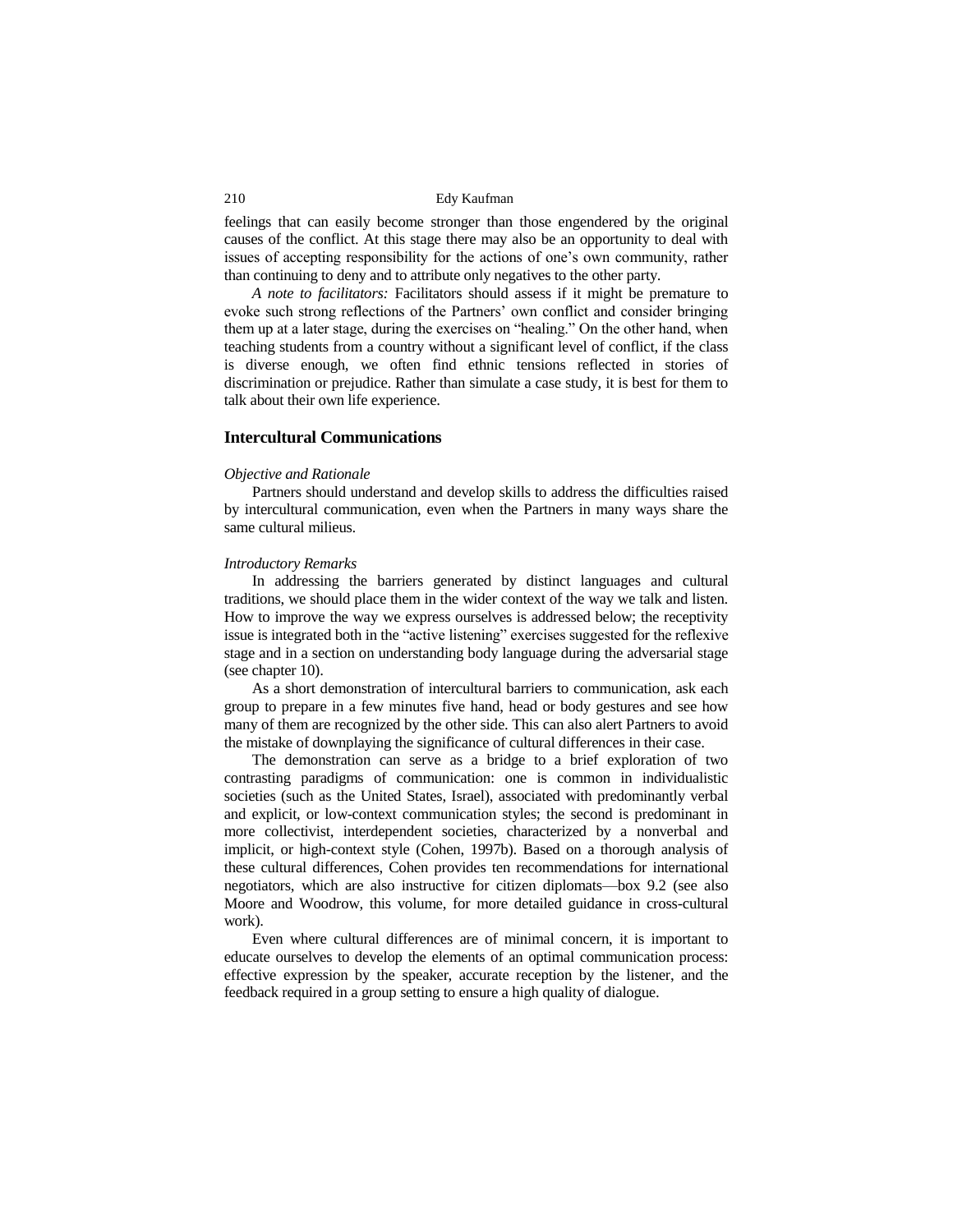feelings that can easily become stronger than those engendered by the original causes of the conflict. At this stage there may also be an opportunity to deal with issues of accepting responsibility for the actions of one's own community, rather than continuing to deny and to attribute only negatives to the other party.

*A note to facilitators:* Facilitators should assess if it might be premature to evoke such strong reflections of the Partners' own conflict and consider bringing them up at a later stage, during the exercises on "healing." On the other hand, when teaching students from a country without a significant level of conflict, if the class is diverse enough, we often find ethnic tensions reflected in stories of discrimination or prejudice. Rather than simulate a case study, it is best for them to talk about their own life experience.

## Intercultural Communications

*Objective and Rationale*

Partners should understand and develop skills to address the difficulties raised by intercultural communication, even when the Partners in many ways share the same cultural milieus.

*Introductory Remarks*

In addressing the barriers generated by distinct languages and cultural traditions, we should place them in the wider context of the way we talk and listen. How to improve the way we express ourselves is addressed below; the receptivity issue is integrated both in the "active listening" exercises suggested for the reflexive stage and in a section on understanding body language during the adversarial stage (see chapter 10).

As a short demonstration of intercultural barriers to communication, ask each group to prepare in a few minutes five hand, head or body gestures and see how many of them are recognized by the other side. This can also alert Partners to avoid the mistake of downplaying the significance of cultural differences in their case.

The demonstration can serve as a bridge to a brief exploration of two contrasting paradigms of communication: one is common in individualistic societies (such as the United States, Israel), associated with predominantly verbal and explicit, or low-context communication styles; the second is predominant in more collectivist, interdependent societies, characterized by a nonverbal and implicit, or high-context style (Cohen, 1997b). Based on a thorough analysis of these cultural differences, Cohen provides ten recommendations for international negotiators, which are also instructive for citizen diplomats—box 9.2 (see also Moore and Woodrow, this volume, for more detailed guidance in cross-cultural work).

Even where cultural differences are of minimal concern, it is important to educate ourselves to develop the elements of an optimal communication process: effective expression by the speaker, accurate reception by the listener, and the feedback required in a group setting to ensure a high quality of dialogue.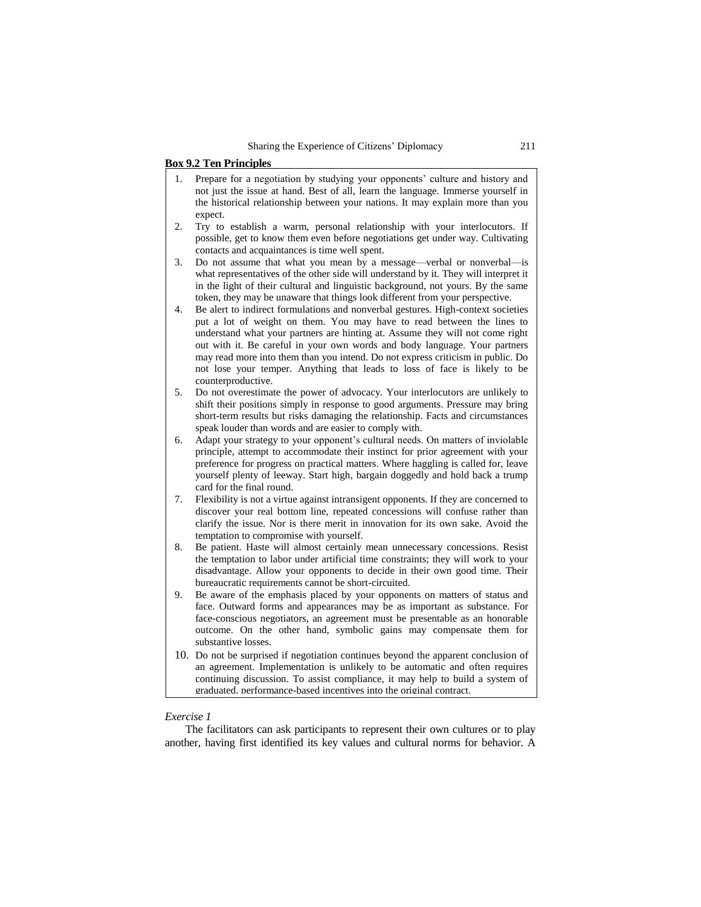**Box 9.2 Ten Principles**

1. Prepare for a negotiation by studying your opponents' culture and history and not just the issue at hand. Best of all, learn the language. Immerse yourself in the historical relationship between your nations. It may explain more than you expect.
2. Try to establish a warm, personal relationship with your interlocutors. If possible, get to know them even before negotiations get under way. Cultivating contacts and acquaintances is time well spent.
3. Do not assume that what you mean by a message—verbal or nonverbal—is what representatives of the other side will understand by it. They will interpret it in the light of their cultural and linguistic background, not yours. By the same token, they may be unaware that things look different from your perspective.
4. Be alert to indirect formulations and nonverbal gestures. High-context societies put a lot of weight on them. You may have to read between the lines to understand what your partners are hinting at. Assume they will not come right out with it. Be careful in your own words and body language. Your partners may read more into them than you intend. Do not express criticism in public. Do not lose your temper. Anything that leads to loss of face is likely to be counterproductive.
5. Do not overestimate the power of advocacy. Your interlocutors are unlikely to shift their positions simply in response to good arguments. Pressure may bring short-term results but risks damaging the relationship. Facts and circumstances speak louder than words and are easier to comply with.
6. Adapt your strategy to your opponent's cultural needs. On matters of inviolable principle, attempt to accommodate their instinct for prior agreement with your preference for progress on practical matters. Where haggling is called for, leave yourself plenty of leeway. Start high, bargain doggedly and hold back a trump card for the final round.
7. Flexibility is not a virtue against intransigent opponents. If they are concerned to discover your real bottom line, repeated concessions will confuse rather than clarify the issue. Nor is there merit in innovation for its own sake. Avoid the temptation to compromise with yourself.
8. Be patient. Haste will almost certainly mean unnecessary concessions. Resist the temptation to labor under artificial time constraints; they will work to your disadvantage. Allow your opponents to decide in their own good time. Their bureaucratic requirements cannot be short-circuited.
9. Be aware of the emphasis placed by your opponents on matters of status and face. Outward forms and appearances may be as important as substance. For face-conscious negotiators, an agreement must be presentable as an honorable outcome. On the other hand, symbolic gains may compensate them for substantive losses.
10. Do not be surprised if negotiation continues beyond the apparent conclusion of an agreement. Implementation is unlikely to be automatic and often requires continuing discussion. To assist compliance, it may help to build a system of graduated, performance-based incentives into the original contract.

*Exercise 1*

The facilitators can ask participants to represent their own cultures or to play another, having first identified its key values and cultural norms for behavior. A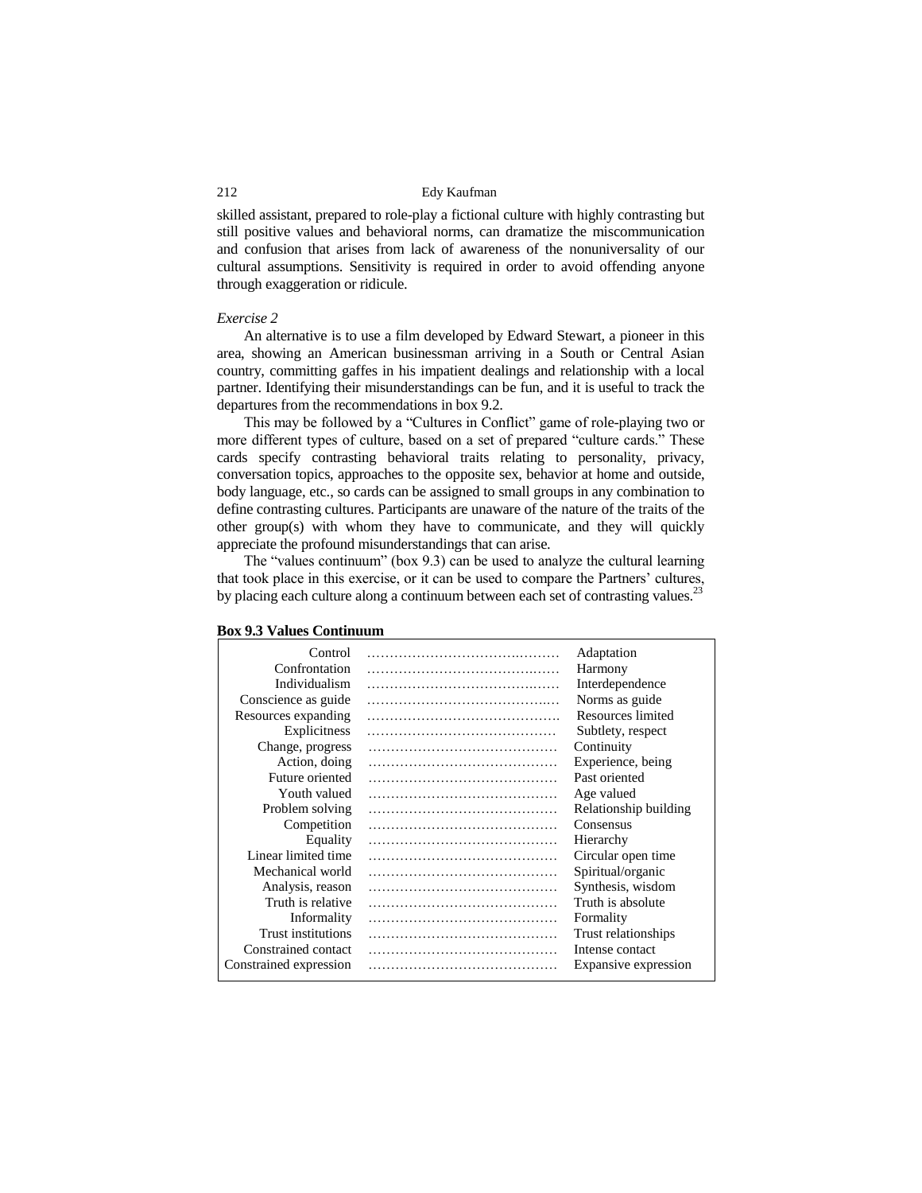skilled assistant, prepared to role-play a fictional culture with highly contrasting but still positive values and behavioral norms, can dramatize the miscommunication and confusion that arises from lack of awareness of the nonuniversality of our cultural assumptions. Sensitivity is required in order to avoid offending anyone through exaggeration or ridicule.

*Exercise 2*

An alternative is to use a film developed by Edward Stewart, a pioneer in this area, showing an American businessman arriving in a South or Central Asian country, committing gaffes in his impatient dealings and relationship with a local partner. Identifying their misunderstandings can be fun, and it is useful to track the departures from the recommendations in box 9.2.

This may be followed by a "Cultures in Conflict" game of role-playing two or more different types of culture, based on a set of prepared "culture cards." These cards specify contrasting behavioral traits relating to personality, privacy, conversation topics, approaches to the opposite sex, behavior at home and outside, body language, etc., so cards can be assigned to small groups in any combination to define contrasting cultures. Participants are unaware of the nature of the traits of the other group(s) with whom they have to communicate, and they will quickly appreciate the profound misunderstandings that can arise.

The "values continuum" (box 9.3) can be used to analyze the cultural learning that took place in this exercise, or it can be used to compare the Partners' cultures, by placing each culture along a continuum between each set of contrasting values.[23]

**Box 9.3 Values Continuum**

| | | |
|---:|---|---|
| Control | …………………………………… | Adaptation |
| Confrontation | …………………………………… | Harmony |
| Individualism | …………………………………… | Interdependence |
| Conscience as guide | …………………………………… | Norms as guide |
| Resources expanding | …………………………………… | Resources limited |
| Explicitness | …………………………………… | Subtlety, respect |
| Change, progress | …………………………………… | Continuity |
| Action, doing | …………………………………… | Experience, being |
| Future oriented | …………………………………… | Past oriented |
| Youth valued | …………………………………… | Age valued |
| Problem solving | …………………………………… | Relationship building |
| Competition | …………………………………… | Consensus |
| Equality | …………………………………… | Hierarchy |
| Linear limited time | …………………………………… | Circular open time |
| Mechanical world | …………………………………… | Spiritual/organic |
| Analysis, reason | …………………………………… | Synthesis, wisdom |
| Truth is relative | …………………………………… | Truth is absolute |
| Informality | …………………………………… | Formality |
| Trust institutions | …………………………………… | Trust relationships |
| Constrained contact | …………………………………… | Intense contact |
| Constrained expression | …………………………………… | Expansive expression |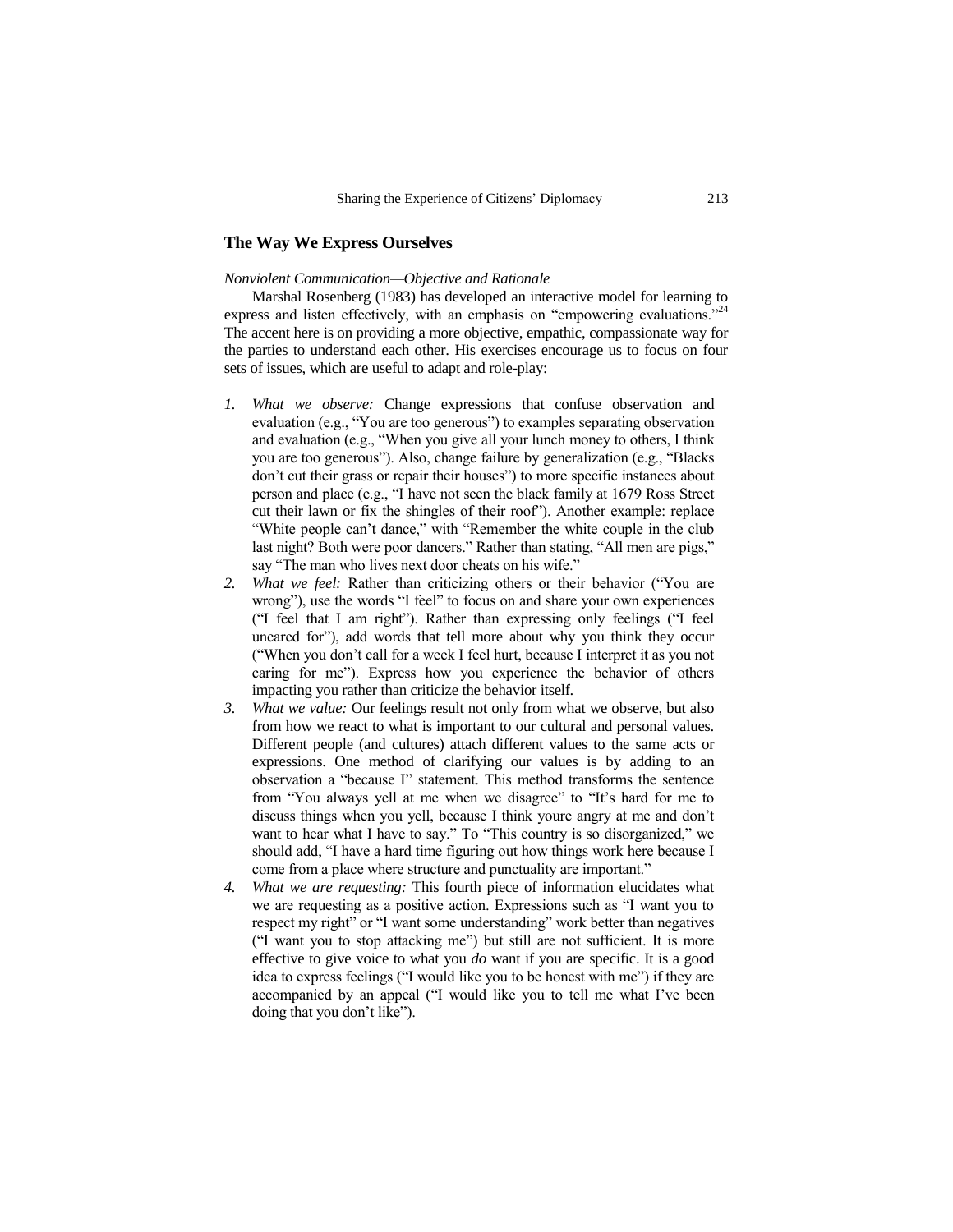## The Way We Express Ourselves

*Nonviolent Communication—Objective and Rationale*

Marshal Rosenberg (1983) has developed an interactive model for learning to express and listen effectively, with an emphasis on "empowering evaluations."[24] The accent here is on providing a more objective, empathic, compassionate way for the parties to understand each other. His exercises encourage us to focus on four sets of issues, which are useful to adapt and role-play:

1. *What we observe:* Change expressions that confuse observation and evaluation (e.g., "You are too generous") to examples separating observation and evaluation (e.g., "When you give all your lunch money to others, I think you are too generous"). Also, change failure by generalization (e.g., "Blacks don't cut their grass or repair their houses") to more specific instances about person and place (e.g., "I have not seen the black family at 1679 Ross Street cut their lawn or fix the shingles of their roof"). Another example: replace "White people can't dance," with "Remember the white couple in the club last night? Both were poor dancers." Rather than stating, "All men are pigs," say "The man who lives next door cheats on his wife."
2. *What we feel:* Rather than criticizing others or their behavior ("You are wrong"), use the words "I feel" to focus on and share your own experiences ("I feel that I am right"). Rather than expressing only feelings ("I feel uncared for"), add words that tell more about why you think they occur ("When you don't call for a week I feel hurt, because I interpret it as you not caring for me"). Express how you experience the behavior of others impacting you rather than criticize the behavior itself.
3. *What we value:* Our feelings result not only from what we observe, but also from how we react to what is important to our cultural and personal values. Different people (and cultures) attach different values to the same acts or expressions. One method of clarifying our values is by adding to an observation a "because I" statement. This method transforms the sentence from "You always yell at me when we disagree" to "It's hard for me to discuss things when you yell, because I think youre angry at me and don't want to hear what I have to say." To "This country is so disorganized," we should add, "I have a hard time figuring out how things work here because I come from a place where structure and punctuality are important."
4. *What we are requesting:* This fourth piece of information elucidates what we are requesting as a positive action. Expressions such as "I want you to respect my right" or "I want some understanding" work better than negatives ("I want you to stop attacking me") but still are not sufficient. It is more effective to give voice to what you *do* want if you are specific. It is a good idea to express feelings ("I would like you to be honest with me") if they are accompanied by an appeal ("I would like you to tell me what I've been doing that you don't like").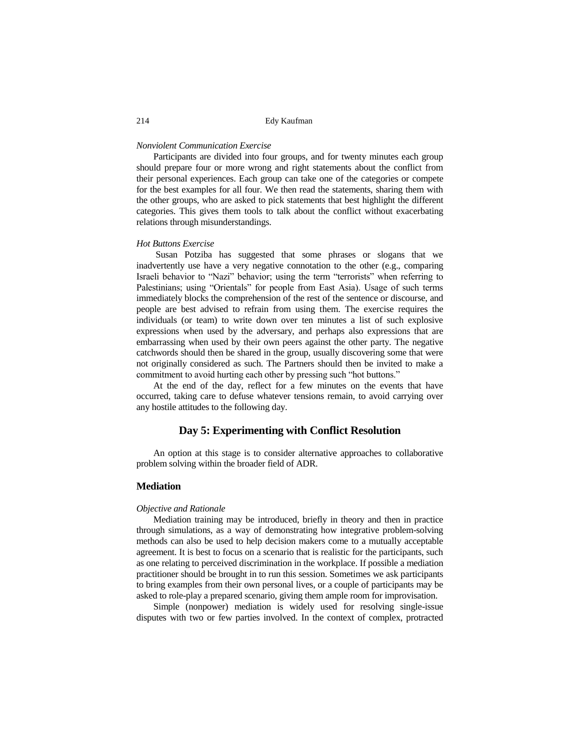*Nonviolent Communication Exercise*

Participants are divided into four groups, and for twenty minutes each group should prepare four or more wrong and right statements about the conflict from their personal experiences. Each group can take one of the categories or compete for the best examples for all four. We then read the statements, sharing them with the other groups, who are asked to pick statements that best highlight the different categories. This gives them tools to talk about the conflict without exacerbating relations through misunderstandings.

*Hot Buttons Exercise*

Susan Potziba has suggested that some phrases or slogans that we inadvertently use have a very negative connotation to the other (e.g., comparing Israeli behavior to "Nazi" behavior; using the term "terrorists" when referring to Palestinians; using "Orientals" for people from East Asia). Usage of such terms immediately blocks the comprehension of the rest of the sentence or discourse, and people are best advised to refrain from using them. The exercise requires the individuals (or team) to write down over ten minutes a list of such explosive expressions when used by the adversary, and perhaps also expressions that are embarrassing when used by their own peers against the other party. The negative catchwords should then be shared in the group, usually discovering some that were not originally considered as such. The Partners should then be invited to make a commitment to avoid hurting each other by pressing such "hot buttons."

At the end of the day, reflect for a few minutes on the events that have occurred, taking care to defuse whatever tensions remain, to avoid carrying over any hostile attitudes to the following day.

## Day 5: Experimenting with Conflict Resolution

An option at this stage is to consider alternative approaches to collaborative problem solving within the broader field of ADR.

### Mediation

*Objective and Rationale*

Mediation training may be introduced, briefly in theory and then in practice through simulations, as a way of demonstrating how integrative problem-solving methods can also be used to help decision makers come to a mutually acceptable agreement. It is best to focus on a scenario that is realistic for the participants, such as one relating to perceived discrimination in the workplace. If possible a mediation practitioner should be brought in to run this session. Sometimes we ask participants to bring examples from their own personal lives, or a couple of participants may be asked to role-play a prepared scenario, giving them ample room for improvisation.

Simple (nonpower) mediation is widely used for resolving single-issue disputes with two or few parties involved. In the context of complex, protracted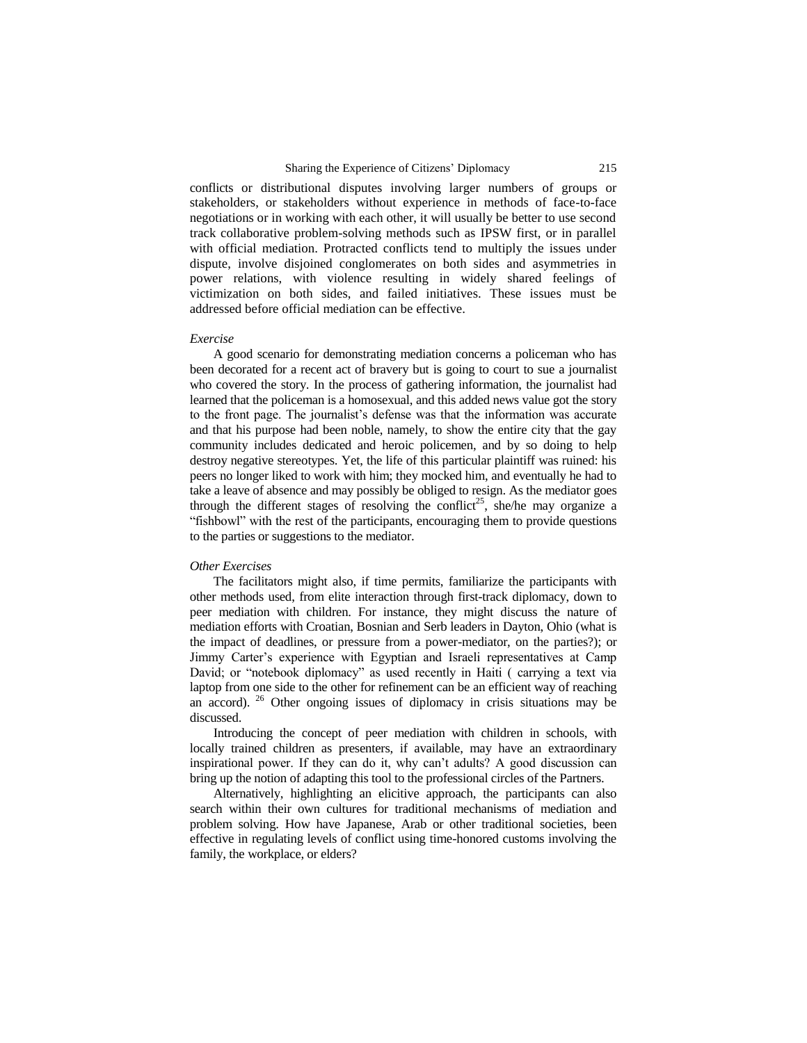conflicts or distributional disputes involving larger numbers of groups or stakeholders, or stakeholders without experience in methods of face-to-face negotiations or in working with each other, it will usually be better to use second track collaborative problem-solving methods such as IPSW first, or in parallel with official mediation. Protracted conflicts tend to multiply the issues under dispute, involve disjoined conglomerates on both sides and asymmetries in power relations, with violence resulting in widely shared feelings of victimization on both sides, and failed initiatives. These issues must be addressed before official mediation can be effective.

*Exercise*

A good scenario for demonstrating mediation concerns a policeman who has been decorated for a recent act of bravery but is going to court to sue a journalist who covered the story. In the process of gathering information, the journalist had learned that the policeman is a homosexual, and this added news value got the story to the front page. The journalist's defense was that the information was accurate and that his purpose had been noble, namely, to show the entire city that the gay community includes dedicated and heroic policemen, and by so doing to help destroy negative stereotypes. Yet, the life of this particular plaintiff was ruined: his peers no longer liked to work with him; they mocked him, and eventually he had to take a leave of absence and may possibly be obliged to resign. As the mediator goes through the different stages of resolving the conflict[25], she/he may organize a "fishbowl" with the rest of the participants, encouraging them to provide questions to the parties or suggestions to the mediator.

*Other Exercises*

The facilitators might also, if time permits, familiarize the participants with other methods used, from elite interaction through first-track diplomacy, down to peer mediation with children. For instance, they might discuss the nature of mediation efforts with Croatian, Bosnian and Serb leaders in Dayton, Ohio (what is the impact of deadlines, or pressure from a power-mediator, on the parties?); or Jimmy Carter's experience with Egyptian and Israeli representatives at Camp David; or "notebook diplomacy" as used recently in Haiti ( carrying a text via laptop from one side to the other for refinement can be an efficient way of reaching an accord). [26] Other ongoing issues of diplomacy in crisis situations may be discussed.

Introducing the concept of peer mediation with children in schools, with locally trained children as presenters, if available, may have an extraordinary inspirational power. If they can do it, why can't adults? A good discussion can bring up the notion of adapting this tool to the professional circles of the Partners.

Alternatively, highlighting an elicitive approach, the participants can also search within their own cultures for traditional mechanisms of mediation and problem solving. How have Japanese, Arab or other traditional societies, been effective in regulating levels of conflict using time-honored customs involving the family, the workplace, or elders?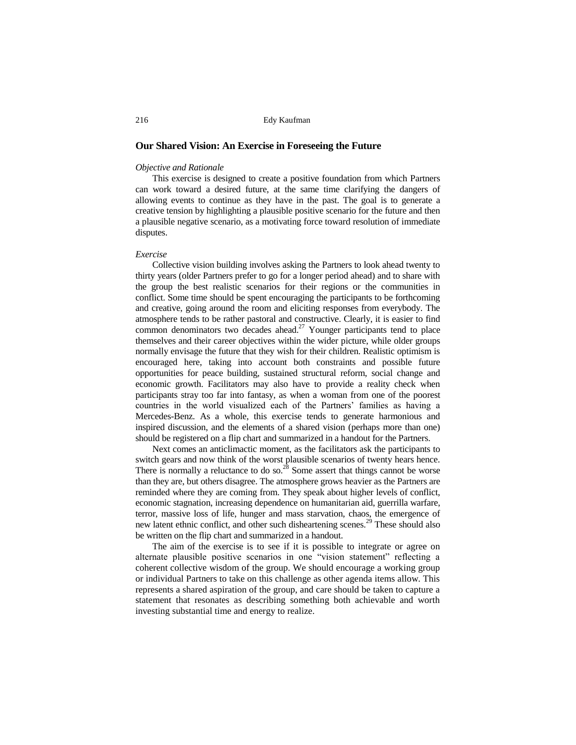## Our Shared Vision: An Exercise in Foreseeing the Future

*Objective and Rationale*

This exercise is designed to create a positive foundation from which Partners can work toward a desired future, at the same time clarifying the dangers of allowing events to continue as they have in the past. The goal is to generate a creative tension by highlighting a plausible positive scenario for the future and then a plausible negative scenario, as a motivating force toward resolution of immediate disputes.

*Exercise*

Collective vision building involves asking the Partners to look ahead twenty to thirty years (older Partners prefer to go for a longer period ahead) and to share with the group the best realistic scenarios for their regions or the communities in conflict. Some time should be spent encouraging the participants to be forthcoming and creative, going around the room and eliciting responses from everybody. The atmosphere tends to be rather pastoral and constructive. Clearly, it is easier to find common denominators two decades ahead.[27] Younger participants tend to place themselves and their career objectives within the wider picture, while older groups normally envisage the future that they wish for their children. Realistic optimism is encouraged here, taking into account both constraints and possible future opportunities for peace building, sustained structural reform, social change and economic growth. Facilitators may also have to provide a reality check when participants stray too far into fantasy, as when a woman from one of the poorest countries in the world visualized each of the Partners' families as having a Mercedes-Benz. As a whole, this exercise tends to generate harmonious and inspired discussion, and the elements of a shared vision (perhaps more than one) should be registered on a flip chart and summarized in a handout for the Partners.

Next comes an anticlimactic moment, as the facilitators ask the participants to switch gears and now think of the worst plausible scenarios of twenty hears hence. There is normally a reluctance to do so.[28] Some assert that things cannot be worse than they are, but others disagree. The atmosphere grows heavier as the Partners are reminded where they are coming from. They speak about higher levels of conflict, economic stagnation, increasing dependence on humanitarian aid, guerrilla warfare, terror, massive loss of life, hunger and mass starvation, chaos, the emergence of new latent ethnic conflict, and other such disheartening scenes.[29] These should also be written on the flip chart and summarized in a handout.

The aim of the exercise is to see if it is possible to integrate or agree on alternate plausible positive scenarios in one "vision statement" reflecting a coherent collective wisdom of the group. We should encourage a working group or individual Partners to take on this challenge as other agenda items allow. This represents a shared aspiration of the group, and care should be taken to capture a statement that resonates as describing something both achievable and worth investing substantial time and energy to realize.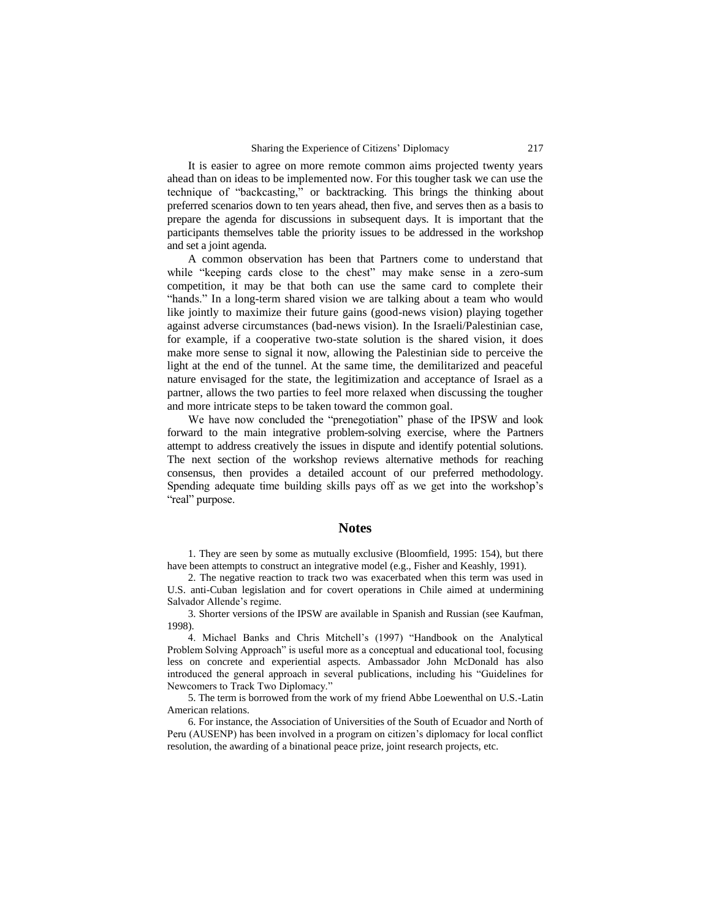It is easier to agree on more remote common aims projected twenty years ahead than on ideas to be implemented now. For this tougher task we can use the technique of "backcasting," or backtracking. This brings the thinking about preferred scenarios down to ten years ahead, then five, and serves then as a basis to prepare the agenda for discussions in subsequent days. It is important that the participants themselves table the priority issues to be addressed in the workshop and set a joint agenda.

A common observation has been that Partners come to understand that while "keeping cards close to the chest" may make sense in a zero-sum competition, it may be that both can use the same card to complete their "hands." In a long-term shared vision we are talking about a team who would like jointly to maximize their future gains (good-news vision) playing together against adverse circumstances (bad-news vision). In the Israeli/Palestinian case, for example, if a cooperative two-state solution is the shared vision, it does make more sense to signal it now, allowing the Palestinian side to perceive the light at the end of the tunnel. At the same time, the demilitarized and peaceful nature envisaged for the state, the legitimization and acceptance of Israel as a partner, allows the two parties to feel more relaxed when discussing the tougher and more intricate steps to be taken toward the common goal.

We have now concluded the "prenegotiation" phase of the IPSW and look forward to the main integrative problem-solving exercise, where the Partners attempt to address creatively the issues in dispute and identify potential solutions. The next section of the workshop reviews alternative methods for reaching consensus, then provides a detailed account of our preferred methodology. Spending adequate time building skills pays off as we get into the workshop's "real" purpose.

## Notes

1. They are seen by some as mutually exclusive (Bloomfield, 1995: 154), but there have been attempts to construct an integrative model (e.g., Fisher and Keashly, 1991).

2. The negative reaction to track two was exacerbated when this term was used in U.S. anti-Cuban legislation and for covert operations in Chile aimed at undermining Salvador Allende's regime.

3. Shorter versions of the IPSW are available in Spanish and Russian (see Kaufman, 1998).

4. Michael Banks and Chris Mitchell's (1997) "Handbook on the Analytical Problem Solving Approach" is useful more as a conceptual and educational tool, focusing less on concrete and experiential aspects. Ambassador John McDonald has also introduced the general approach in several publications, including his "Guidelines for Newcomers to Track Two Diplomacy."

5. The term is borrowed from the work of my friend Abbe Loewenthal on U.S.-Latin American relations.

6. For instance, the Association of Universities of the South of Ecuador and North of Peru (AUSENP) has been involved in a program on citizen's diplomacy for local conflict resolution, the awarding of a binational peace prize, joint research projects, etc.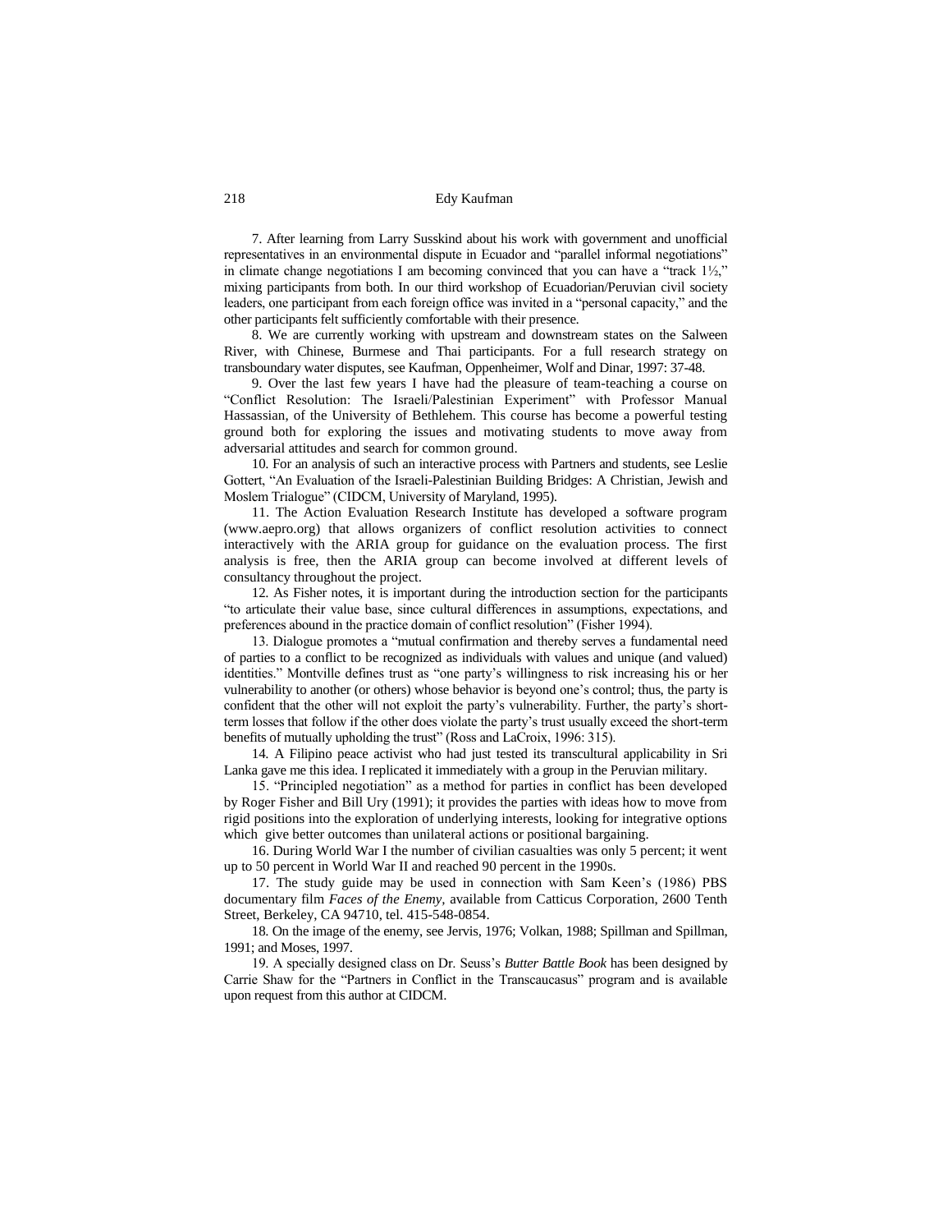7. After learning from Larry Susskind about his work with government and unofficial representatives in an environmental dispute in Ecuador and "parallel informal negotiations" in climate change negotiations I am becoming convinced that you can have a "track 1½," mixing participants from both. In our third workshop of Ecuadorian/Peruvian civil society leaders, one participant from each foreign office was invited in a "personal capacity," and the other participants felt sufficiently comfortable with their presence.

8. We are currently working with upstream and downstream states on the Salween River, with Chinese, Burmese and Thai participants. For a full research strategy on transboundary water disputes, see Kaufman, Oppenheimer, Wolf and Dinar, 1997: 37-48.

9. Over the last few years I have had the pleasure of team-teaching a course on "Conflict Resolution: The Israeli/Palestinian Experiment" with Professor Manual Hassassian, of the University of Bethlehem. This course has become a powerful testing ground both for exploring the issues and motivating students to move away from adversarial attitudes and search for common ground.

10. For an analysis of such an interactive process with Partners and students, see Leslie Gottert, "An Evaluation of the Israeli-Palestinian Building Bridges: A Christian, Jewish and Moslem Trialogue" (CIDCM, University of Maryland, 1995).

11. The Action Evaluation Research Institute has developed a software program (www.aepro.org) that allows organizers of conflict resolution activities to connect interactively with the ARIA group for guidance on the evaluation process. The first analysis is free, then the ARIA group can become involved at different levels of consultancy throughout the project.

12. As Fisher notes, it is important during the introduction section for the participants "to articulate their value base, since cultural differences in assumptions, expectations, and preferences abound in the practice domain of conflict resolution" (Fisher 1994).

13. Dialogue promotes a "mutual confirmation and thereby serves a fundamental need of parties to a conflict to be recognized as individuals with values and unique (and valued) identities." Montville defines trust as "one party's willingness to risk increasing his or her vulnerability to another (or others) whose behavior is beyond one's control; thus, the party is confident that the other will not exploit the party's vulnerability. Further, the party's short-term losses that follow if the other does violate the party's trust usually exceed the short-term benefits of mutually upholding the trust" (Ross and LaCroix, 1996: 315).

14. A Filipino peace activist who had just tested its transcultural applicability in Sri Lanka gave me this idea. I replicated it immediately with a group in the Peruvian military.

15. "Principled negotiation" as a method for parties in conflict has been developed by Roger Fisher and Bill Ury (1991); it provides the parties with ideas how to move from rigid positions into the exploration of underlying interests, looking for integrative options which give better outcomes than unilateral actions or positional bargaining.

16. During World War I the number of civilian casualties was only 5 percent; it went up to 50 percent in World War II and reached 90 percent in the 1990s.

17. The study guide may be used in connection with Sam Keen's (1986) PBS documentary film *Faces of the Enemy*, available from Catticus Corporation, 2600 Tenth Street, Berkeley, CA 94710, tel. 415-548-0854.

18. On the image of the enemy, see Jervis, 1976; Volkan, 1988; Spillman and Spillman, 1991; and Moses, 1997.

19. A specially designed class on Dr. Seuss's *Butter Battle Book* has been designed by Carrie Shaw for the "Partners in Conflict in the Transcaucasus" program and is available upon request from this author at CIDCM.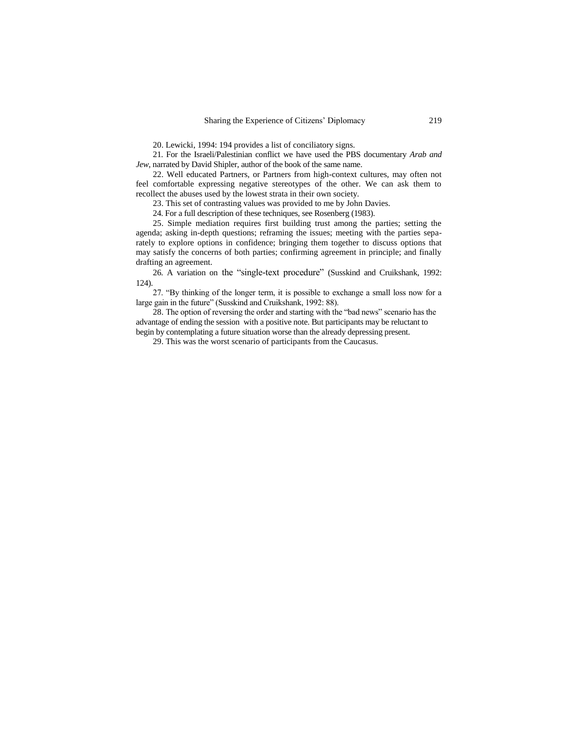20. Lewicki, 1994: 194 provides a list of conciliatory signs.

21. For the Israeli/Palestinian conflict we have used the PBS documentary *Arab and Jew*, narrated by David Shipler, author of the book of the same name.

22. Well educated Partners, or Partners from high-context cultures, may often not feel comfortable expressing negative stereotypes of the other. We can ask them to recollect the abuses used by the lowest strata in their own society.

23. This set of contrasting values was provided to me by John Davies.

24. For a full description of these techniques, see Rosenberg (1983).

25. Simple mediation requires first building trust among the parties; setting the agenda; asking in-depth questions; reframing the issues; meeting with the parties separately to explore options in confidence; bringing them together to discuss options that may satisfy the concerns of both parties; confirming agreement in principle; and finally drafting an agreement.

26. A variation on the "single-text procedure" (Susskind and Cruikshank, 1992: 124).

27. "By thinking of the longer term, it is possible to exchange a small loss now for a large gain in the future" (Susskind and Cruikshank, 1992: 88).

28. The option of reversing the order and starting with the "bad news" scenario has the advantage of ending the session with a positive note. But participants may be reluctant to begin by contemplating a future situation worse than the already depressing present.

29. This was the worst scenario of participants from the Caucasus.